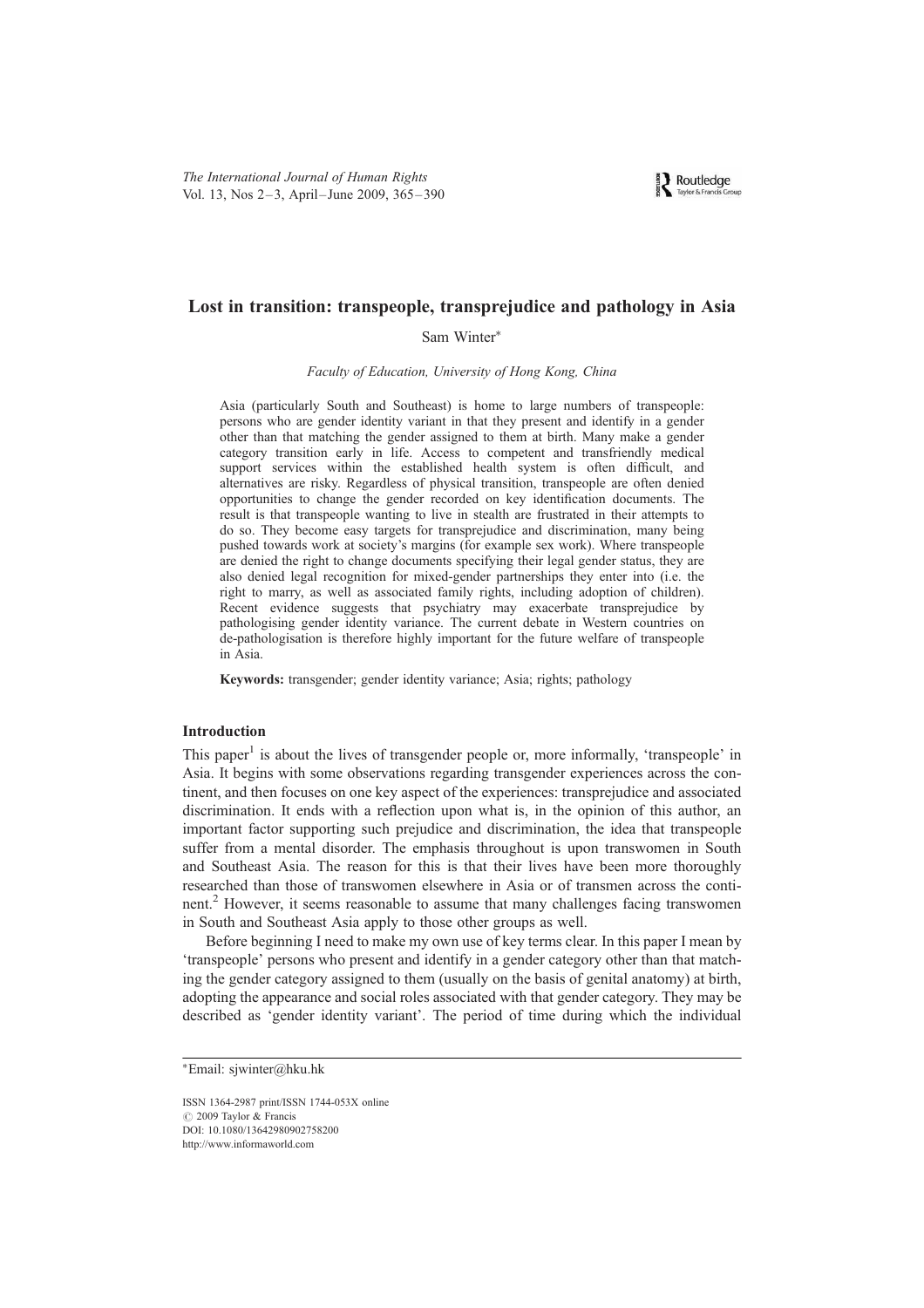# Lost in transition: transpeople, transprejudice and pathology in Asia

Sam Winter*

*Faculty of Education, University of Hong Kong, China*

Asia (particularly South and Southeast) is home to large numbers of transpeople: persons who are gender identity variant in that they present and identify in a gender other than that matching the gender assigned to them at birth. Many make a gender category transition early in life. Access to competent and transfriendly medical support services within the established health system is often difficult, and alternatives are risky. Regardless of physical transition, transpeople are often denied opportunities to change the gender recorded on key identification documents. The result is that transpeople wanting to live in stealth are frustrated in their attempts to do so. They become easy targets for transprejudice and discrimination, many being pushed towards work at society's margins (for example sex work). Where transpeople are denied the right to change documents specifying their legal gender status, they are also denied legal recognition for mixed-gender partnerships they enter into (i.e. the right to marry, as well as associated family rights, including adoption of children). Recent evidence suggests that psychiatry may exacerbate transprejudice by pathologising gender identity variance. The current debate in Western countries on de-pathologisation is therefore highly important for the future welfare of transpeople in Asia.

**Keywords:** transgender; gender identity variance; Asia; rights; pathology

## Introduction

This paper[1] is about the lives of transgender people or, more informally, 'transpeople' in Asia. It begins with some observations regarding transgender experiences across the continent, and then focuses on one key aspect of the experiences: transprejudice and associated discrimination. It ends with a reflection upon what is, in the opinion of this author, an important factor supporting such prejudice and discrimination, the idea that transpeople suffer from a mental disorder. The emphasis throughout is upon transwomen in South and Southeast Asia. The reason for this is that their lives have been more thoroughly researched than those of transwomen elsewhere in Asia or of transmen across the continent.[2] However, it seems reasonable to assume that many challenges facing transwomen in South and Southeast Asia apply to those other groups as well.

Before beginning I need to make my own use of key terms clear. In this paper I mean by 'transpeople' persons who present and identify in a gender category other than that matching the gender category assigned to them (usually on the basis of genital anatomy) at birth, adopting the appearance and social roles associated with that gender category. They may be described as 'gender identity variant'. The period of time during which the individual

*Email: sjwinter@hku.hk

ISSN 1364-2987 print/ISSN 1744-053X online
© 2009 Taylor & Francis
DOI: 10.1080/13642980902758200
http://www.informaworld.com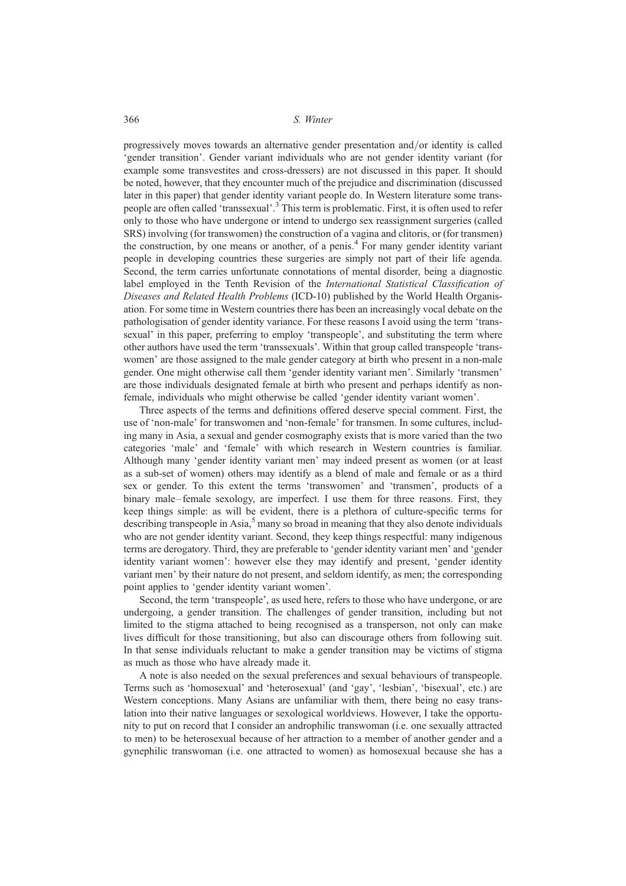progressively moves towards an alternative gender presentation and/or identity is called 'gender transition'. Gender variant individuals who are not gender identity variant (for example some transvestites and cross-dressers) are not discussed in this paper. It should be noted, however, that they encounter much of the prejudice and discrimination (discussed later in this paper) that gender identity variant people do. In Western literature some transpeople are often called 'transsexual'.[3] This term is problematic. First, it is often used to refer only to those who have undergone or intend to undergo sex reassignment surgeries (called SRS) involving (for transwomen) the construction of a vagina and clitoris, or (for transmen) the construction, by one means or another, of a penis.[4] For many gender identity variant people in developing countries these surgeries are simply not part of their life agenda. Second, the term carries unfortunate connotations of mental disorder, being a diagnostic label employed in the Tenth Revision of the *International Statistical Classification of Diseases and Related Health Problems* (ICD-10) published by the World Health Organisation. For some time in Western countries there has been an increasingly vocal debate on the pathologisation of gender identity variance. For these reasons I avoid using the term 'transsexual' in this paper, preferring to employ 'transpeople', and substituting the term where other authors have used the term 'transsexuals'. Within that group called transpeople 'transwomen' are those assigned to the male gender category at birth who present in a non-male gender. One might otherwise call them 'gender identity variant men'. Similarly 'transmen' are those individuals designated female at birth who present and perhaps identify as non-female, individuals who might otherwise be called 'gender identity variant women'.

Three aspects of the terms and definitions offered deserve special comment. First, the use of 'non-male' for transwomen and 'non-female' for transmen. In some cultures, including many in Asia, a sexual and gender cosmography exists that is more varied than the two categories 'male' and 'female' with which research in Western countries is familiar. Although many 'gender identity variant men' may indeed present as women (or at least as a sub-set of women) others may identify as a blend of male and female or as a third sex or gender. To this extent the terms 'transwomen' and 'transmen', products of a binary male–female sexology, are imperfect. I use them for three reasons. First, they keep things simple: as will be evident, there is a plethora of culture-specific terms for describing transpeople in Asia,[5] many so broad in meaning that they also denote individuals who are not gender identity variant. Second, they keep things respectful: many indigenous terms are derogatory. Third, they are preferable to 'gender identity variant men' and 'gender identity variant women': however else they may identify and present, 'gender identity variant men' by their nature do not present, and seldom identify, as men; the corresponding point applies to 'gender identity variant women'.

Second, the term 'transpeople', as used here, refers to those who have undergone, or are undergoing, a gender transition. The challenges of gender transition, including but not limited to the stigma attached to being recognised as a transperson, not only can make lives difficult for those transitioning, but also can discourage others from following suit. In that sense individuals reluctant to make a gender transition may be victims of stigma as much as those who have already made it.

A note is also needed on the sexual preferences and sexual behaviours of transpeople. Terms such as 'homosexual' and 'heterosexual' (and 'gay', 'lesbian', 'bisexual', etc.) are Western conceptions. Many Asians are unfamiliar with them, there being no easy translation into their native languages or sexological worldviews. However, I take the opportunity to put on record that I consider an androphilic transwoman (i.e. one sexually attracted to men) to be heterosexual because of her attraction to a member of another gender and a gynephilic transwoman (i.e. one attracted to women) as homosexual because she has a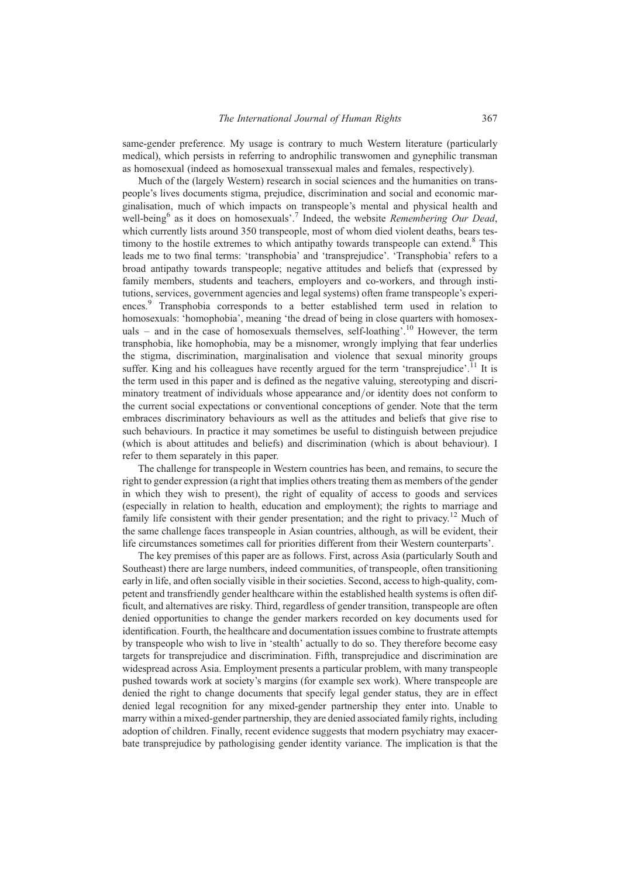same-gender preference. My usage is contrary to much Western literature (particularly medical), which persists in referring to androphilic transwomen and gynephilic transman as homosexual (indeed as homosexual transsexual males and females, respectively).

Much of the (largely Western) research in social sciences and the humanities on transpeople's lives documents stigma, prejudice, discrimination and social and economic marginalisation, much of which impacts on transpeople's mental and physical health and well-being[6] as it does on homosexuals'.[7] Indeed, the website *Remembering Our Dead*, which currently lists around 350 transpeople, most of whom died violent deaths, bears testimony to the hostile extremes to which antipathy towards transpeople can extend.[8] This leads me to two final terms: 'transphobia' and 'transprejudice'. 'Transphobia' refers to a broad antipathy towards transpeople; negative attitudes and beliefs that (expressed by family members, students and teachers, employers and co-workers, and through institutions, services, government agencies and legal systems) often frame transpeople's experiences.[9] Transphobia corresponds to a better established term used in relation to homosexuals: 'homophobia', meaning 'the dread of being in close quarters with homosexuals – and in the case of homosexuals themselves, self-loathing'.[10] However, the term transphobia, like homophobia, may be a misnomer, wrongly implying that fear underlies the stigma, discrimination, marginalisation and violence that sexual minority groups suffer. King and his colleagues have recently argued for the term 'transprejudice'.[11] It is the term used in this paper and is defined as the negative valuing, stereotyping and discriminatory treatment of individuals whose appearance and/or identity does not conform to the current social expectations or conventional conceptions of gender. Note that the term embraces discriminatory behaviours as well as the attitudes and beliefs that give rise to such behaviours. In practice it may sometimes be useful to distinguish between prejudice (which is about attitudes and beliefs) and discrimination (which is about behaviour). I refer to them separately in this paper.

The challenge for transpeople in Western countries has been, and remains, to secure the right to gender expression (a right that implies others treating them as members of the gender in which they wish to present), the right of equality of access to goods and services (especially in relation to health, education and employment); the rights to marriage and family life consistent with their gender presentation; and the right to privacy.[12] Much of the same challenge faces transpeople in Asian countries, although, as will be evident, their life circumstances sometimes call for priorities different from their Western counterparts'.

The key premises of this paper are as follows. First, across Asia (particularly South and Southeast) there are large numbers, indeed communities, of transpeople, often transitioning early in life, and often socially visible in their societies. Second, access to high-quality, competent and transfriendly gender healthcare within the established health systems is often difficult, and alternatives are risky. Third, regardless of gender transition, transpeople are often denied opportunities to change the gender markers recorded on key documents used for identification. Fourth, the healthcare and documentation issues combine to frustrate attempts by transpeople who wish to live in 'stealth' actually to do so. They therefore become easy targets for transprejudice and discrimination. Fifth, transprejudice and discrimination are widespread across Asia. Employment presents a particular problem, with many transpeople pushed towards work at society's margins (for example sex work). Where transpeople are denied the right to change documents that specify legal gender status, they are in effect denied legal recognition for any mixed-gender partnership they enter into. Unable to marry within a mixed-gender partnership, they are denied associated family rights, including adoption of children. Finally, recent evidence suggests that modern psychiatry may exacerbate transprejudice by pathologising gender identity variance. The implication is that the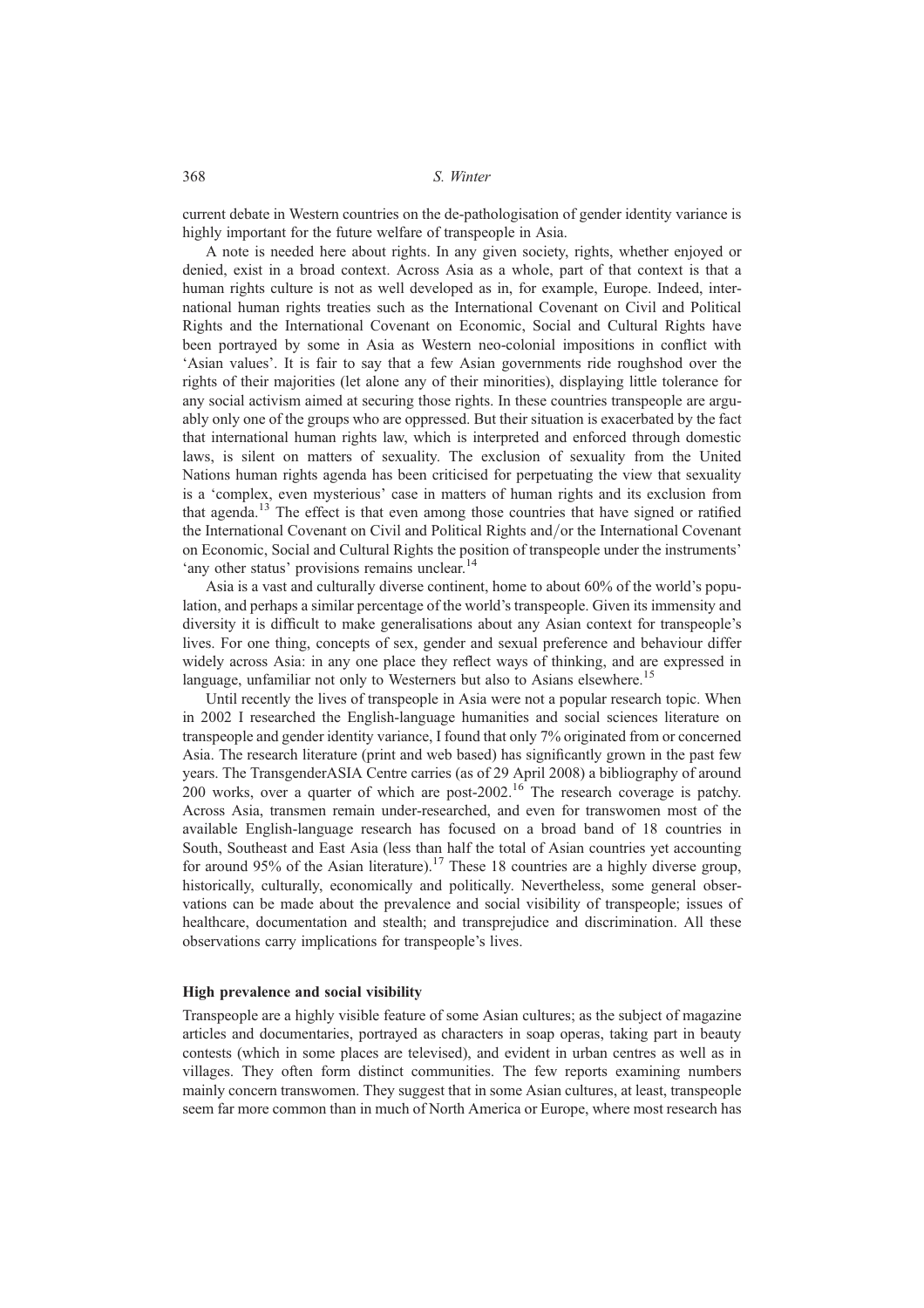current debate in Western countries on the de-pathologisation of gender identity variance is highly important for the future welfare of transpeople in Asia.

A note is needed here about rights. In any given society, rights, whether enjoyed or denied, exist in a broad context. Across Asia as a whole, part of that context is that a human rights culture is not as well developed as in, for example, Europe. Indeed, international human rights treaties such as the International Covenant on Civil and Political Rights and the International Covenant on Economic, Social and Cultural Rights have been portrayed by some in Asia as Western neo-colonial impositions in conflict with 'Asian values'. It is fair to say that a few Asian governments ride roughshod over the rights of their majorities (let alone any of their minorities), displaying little tolerance for any social activism aimed at securing those rights. In these countries transpeople are arguably only one of the groups who are oppressed. But their situation is exacerbated by the fact that international human rights law, which is interpreted and enforced through domestic laws, is silent on matters of sexuality. The exclusion of sexuality from the United Nations human rights agenda has been criticised for perpetuating the view that sexuality is a 'complex, even mysterious' case in matters of human rights and its exclusion from that agenda.[13] The effect is that even among those countries that have signed or ratified the International Covenant on Civil and Political Rights and/or the International Covenant on Economic, Social and Cultural Rights the position of transpeople under the instruments' 'any other status' provisions remains unclear.[14]

Asia is a vast and culturally diverse continent, home to about 60% of the world's population, and perhaps a similar percentage of the world's transpeople. Given its immensity and diversity it is difficult to make generalisations about any Asian context for transpeople's lives. For one thing, concepts of sex, gender and sexual preference and behaviour differ widely across Asia: in any one place they reflect ways of thinking, and are expressed in language, unfamiliar not only to Westerners but also to Asians elsewhere.[15]

Until recently the lives of transpeople in Asia were not a popular research topic. When in 2002 I researched the English-language humanities and social sciences literature on transpeople and gender identity variance, I found that only 7% originated from or concerned Asia. The research literature (print and web based) has significantly grown in the past few years. The TransgenderASIA Centre carries (as of 29 April 2008) a bibliography of around 200 works, over a quarter of which are post-2002.[16] The research coverage is patchy. Across Asia, transmen remain under-researched, and even for transwomen most of the available English-language research has focused on a broad band of 18 countries in South, Southeast and East Asia (less than half the total of Asian countries yet accounting for around 95% of the Asian literature).[17] These 18 countries are a highly diverse group, historically, culturally, economically and politically. Nevertheless, some general observations can be made about the prevalence and social visibility of transpeople; issues of healthcare, documentation and stealth; and transprejudice and discrimination. All these observations carry implications for transpeople's lives.

### High prevalence and social visibility

Transpeople are a highly visible feature of some Asian cultures; as the subject of magazine articles and documentaries, portrayed as characters in soap operas, taking part in beauty contests (which in some places are televised), and evident in urban centres as well as in villages. They often form distinct communities. The few reports examining numbers mainly concern transwomen. They suggest that in some Asian cultures, at least, transpeople seem far more common than in much of North America or Europe, where most research has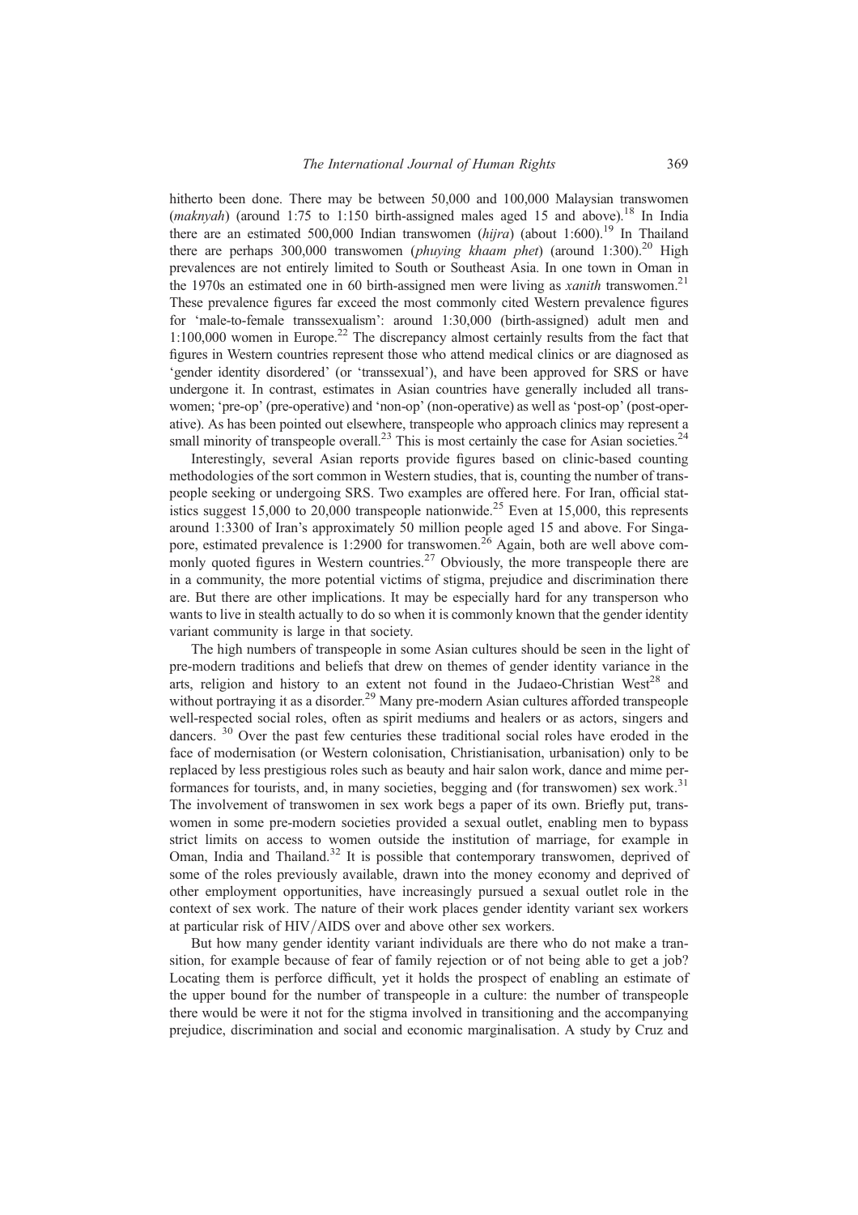hitherto been done. There may be between 50,000 and 100,000 Malaysian transwomen (*maknyah*) (around 1:75 to 1:150 birth-assigned males aged 15 and above).[18] In India there are an estimated 500,000 Indian transwomen (*hijra*) (about 1:600).[19] In Thailand there are perhaps 300,000 transwomen (*phuying khaam phet*) (around 1:300).[20] High prevalences are not entirely limited to South or Southeast Asia. In one town in Oman in the 1970s an estimated one in 60 birth-assigned men were living as *xanith* transwomen.[21] These prevalence figures far exceed the most commonly cited Western prevalence figures for 'male-to-female transsexualism': around 1:30,000 (birth-assigned) adult men and 1:100,000 women in Europe.[22] The discrepancy almost certainly results from the fact that figures in Western countries represent those who attend medical clinics or are diagnosed as 'gender identity disordered' (or 'transsexual'), and have been approved for SRS or have undergone it. In contrast, estimates in Asian countries have generally included all transwomen; 'pre-op' (pre-operative) and 'non-op' (non-operative) as well as 'post-op' (post-operative). As has been pointed out elsewhere, transpeople who approach clinics may represent a small minority of transpeople overall.[23] This is most certainly the case for Asian societies.[24]

Interestingly, several Asian reports provide figures based on clinic-based counting methodologies of the sort common in Western studies, that is, counting the number of transpeople seeking or undergoing SRS. Two examples are offered here. For Iran, official statistics suggest 15,000 to 20,000 transpeople nationwide.[25] Even at 15,000, this represents around 1:3300 of Iran's approximately 50 million people aged 15 and above. For Singapore, estimated prevalence is 1:2900 for transwomen.[26] Again, both are well above commonly quoted figures in Western countries.[27] Obviously, the more transpeople there are in a community, the more potential victims of stigma, prejudice and discrimination there are. But there are other implications. It may be especially hard for any transperson who wants to live in stealth actually to do so when it is commonly known that the gender identity variant community is large in that society.

The high numbers of transpeople in some Asian cultures should be seen in the light of pre-modern traditions and beliefs that drew on themes of gender identity variance in the arts, religion and history to an extent not found in the Judaeo-Christian West[28] and without portraying it as a disorder.[29] Many pre-modern Asian cultures afforded transpeople well-respected social roles, often as spirit mediums and healers or as actors, singers and dancers.[30] Over the past few centuries these traditional social roles have eroded in the face of modernisation (or Western colonisation, Christianisation, urbanisation) only to be replaced by less prestigious roles such as beauty and hair salon work, dance and mime performances for tourists, and, in many societies, begging and (for transwomen) sex work.[31] The involvement of transwomen in sex work begs a paper of its own. Briefly put, transwomen in some pre-modern societies provided a sexual outlet, enabling men to bypass strict limits on access to women outside the institution of marriage, for example in Oman, India and Thailand.[32] It is possible that contemporary transwomen, deprived of some of the roles previously available, drawn into the money economy and deprived of other employment opportunities, have increasingly pursued a sexual outlet role in the context of sex work. The nature of their work places gender identity variant sex workers at particular risk of HIV/AIDS over and above other sex workers.

But how many gender identity variant individuals are there who do not make a transition, for example because of fear of family rejection or of not being able to get a job? Locating them is perforce difficult, yet it holds the prospect of enabling an estimate of the upper bound for the number of transpeople in a culture: the number of transpeople there would be were it not for the stigma involved in transitioning and the accompanying prejudice, discrimination and social and economic marginalisation. A study by Cruz and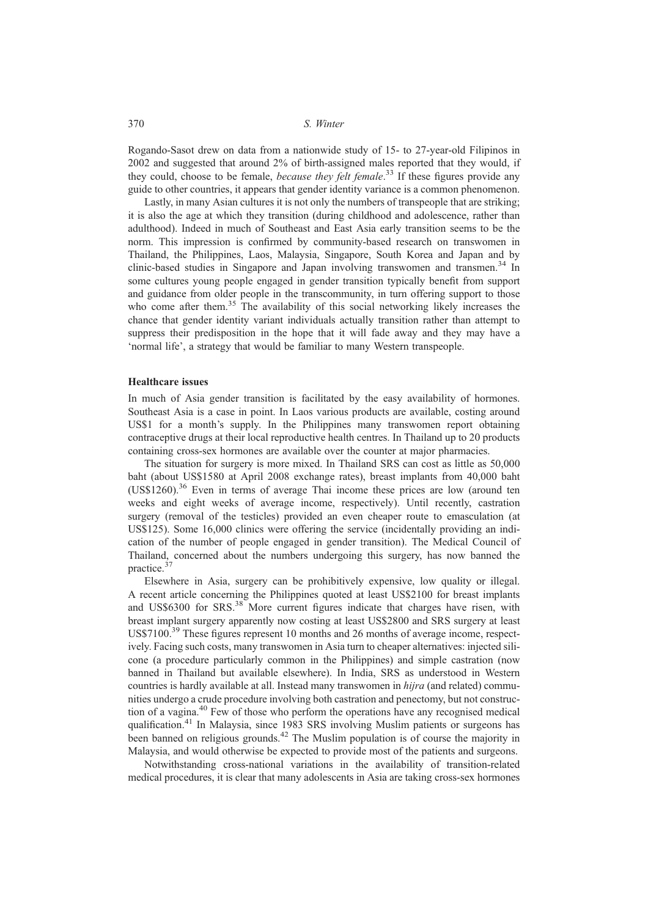Rogando-Sasot drew on data from a nationwide study of 15- to 27-year-old Filipinos in 2002 and suggested that around 2% of birth-assigned males reported that they would, if they could, choose to be female, *because they felt female*.[33] If these figures provide any guide to other countries, it appears that gender identity variance is a common phenomenon.

Lastly, in many Asian cultures it is not only the numbers of transpeople that are striking; it is also the age at which they transition (during childhood and adolescence, rather than adulthood). Indeed in much of Southeast and East Asia early transition seems to be the norm. This impression is confirmed by community-based research on transwomen in Thailand, the Philippines, Laos, Malaysia, Singapore, South Korea and Japan and by clinic-based studies in Singapore and Japan involving transwomen and transmen.[34] In some cultures young people engaged in gender transition typically benefit from support and guidance from older people in the transcommunity, in turn offering support to those who come after them.[35] The availability of this social networking likely increases the chance that gender identity variant individuals actually transition rather than attempt to suppress their predisposition in the hope that it will fade away and they may have a 'normal life', a strategy that would be familiar to many Western transpeople.

## Healthcare issues

In much of Asia gender transition is facilitated by the easy availability of hormones. Southeast Asia is a case in point. In Laos various products are available, costing around US$1 for a month's supply. In the Philippines many transwomen report obtaining contraceptive drugs at their local reproductive health centres. In Thailand up to 20 products containing cross-sex hormones are available over the counter at major pharmacies.

The situation for surgery is more mixed. In Thailand SRS can cost as little as 50,000 baht (about US$1580 at April 2008 exchange rates), breast implants from 40,000 baht (US$1260).[36] Even in terms of average Thai income these prices are low (around ten weeks and eight weeks of average income, respectively). Until recently, castration surgery (removal of the testicles) provided an even cheaper route to emasculation (at US$125). Some 16,000 clinics were offering the service (incidentally providing an indication of the number of people engaged in gender transition). The Medical Council of Thailand, concerned about the numbers undergoing this surgery, has now banned the practice.[37]

Elsewhere in Asia, surgery can be prohibitively expensive, low quality or illegal. A recent article concerning the Philippines quoted at least US$2100 for breast implants and US$6300 for SRS.[38] More current figures indicate that charges have risen, with breast implant surgery apparently now costing at least US$2800 and SRS surgery at least US$7100.[39] These figures represent 10 months and 26 months of average income, respectively. Facing such costs, many transwomen in Asia turn to cheaper alternatives: injected silicone (a procedure particularly common in the Philippines) and simple castration (now banned in Thailand but available elsewhere). In India, SRS as understood in Western countries is hardly available at all. Instead many transwomen in *hijra* (and related) communities undergo a crude procedure involving both castration and penectomy, but not construction of a vagina.[40] Few of those who perform the operations have any recognised medical qualification.[41] In Malaysia, since 1983 SRS involving Muslim patients or surgeons has been banned on religious grounds.[42] The Muslim population is of course the majority in Malaysia, and would otherwise be expected to provide most of the patients and surgeons.

Notwithstanding cross-national variations in the availability of transition-related medical procedures, it is clear that many adolescents in Asia are taking cross-sex hormones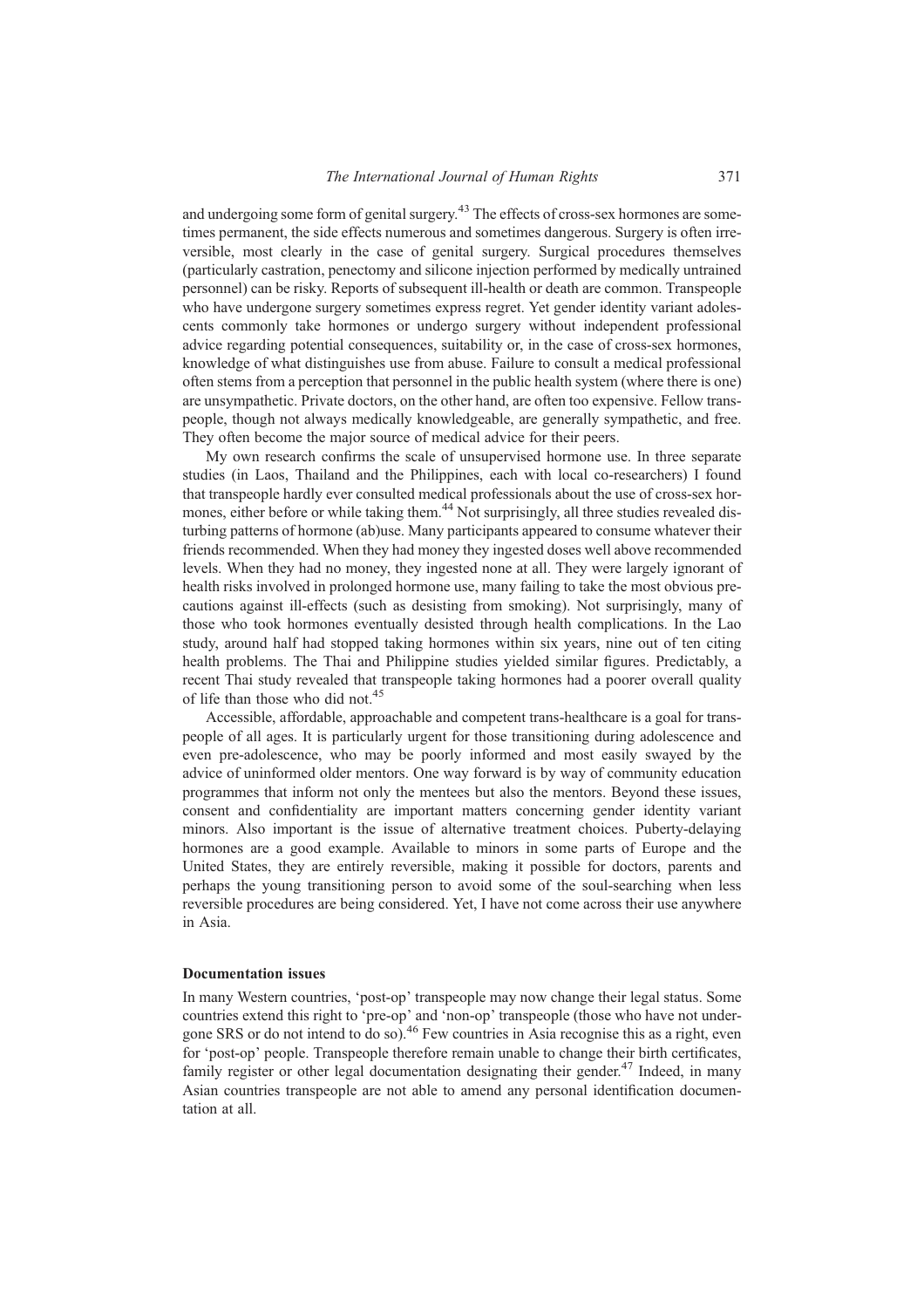and undergoing some form of genital surgery.[43] The effects of cross-sex hormones are sometimes permanent, the side effects numerous and sometimes dangerous. Surgery is often irreversible, most clearly in the case of genital surgery. Surgical procedures themselves (particularly castration, penectomy and silicone injection performed by medically untrained personnel) can be risky. Reports of subsequent ill-health or death are common. Transpeople who have undergone surgery sometimes express regret. Yet gender identity variant adolescents commonly take hormones or undergo surgery without independent professional advice regarding potential consequences, suitability or, in the case of cross-sex hormones, knowledge of what distinguishes use from abuse. Failure to consult a medical professional often stems from a perception that personnel in the public health system (where there is one) are unsympathetic. Private doctors, on the other hand, are often too expensive. Fellow transpeople, though not always medically knowledgeable, are generally sympathetic, and free. They often become the major source of medical advice for their peers.

My own research confirms the scale of unsupervised hormone use. In three separate studies (in Laos, Thailand and the Philippines, each with local co-researchers) I found that transpeople hardly ever consulted medical professionals about the use of cross-sex hormones, either before or while taking them.[44] Not surprisingly, all three studies revealed disturbing patterns of hormone (ab)use. Many participants appeared to consume whatever their friends recommended. When they had money they ingested doses well above recommended levels. When they had no money, they ingested none at all. They were largely ignorant of health risks involved in prolonged hormone use, many failing to take the most obvious precautions against ill-effects (such as desisting from smoking). Not surprisingly, many of those who took hormones eventually desisted through health complications. In the Lao study, around half had stopped taking hormones within six years, nine out of ten citing health problems. The Thai and Philippine studies yielded similar figures. Predictably, a recent Thai study revealed that transpeople taking hormones had a poorer overall quality of life than those who did not.[45]

Accessible, affordable, approachable and competent trans-healthcare is a goal for transpeople of all ages. It is particularly urgent for those transitioning during adolescence and even pre-adolescence, who may be poorly informed and most easily swayed by the advice of uninformed older mentors. One way forward is by way of community education programmes that inform not only the mentees but also the mentors. Beyond these issues, consent and confidentiality are important matters concerning gender identity variant minors. Also important is the issue of alternative treatment choices. Puberty-delaying hormones are a good example. Available to minors in some parts of Europe and the United States, they are entirely reversible, making it possible for doctors, parents and perhaps the young transitioning person to avoid some of the soul-searching when less reversible procedures are being considered. Yet, I have not come across their use anywhere in Asia.

**Documentation issues**

In many Western countries, 'post-op' transpeople may now change their legal status. Some countries extend this right to 'pre-op' and 'non-op' transpeople (those who have not undergone SRS or do not intend to do so).[46] Few countries in Asia recognise this as a right, even for 'post-op' people. Transpeople therefore remain unable to change their birth certificates, family register or other legal documentation designating their gender.[47] Indeed, in many Asian countries transpeople are not able to amend any personal identification documentation at all.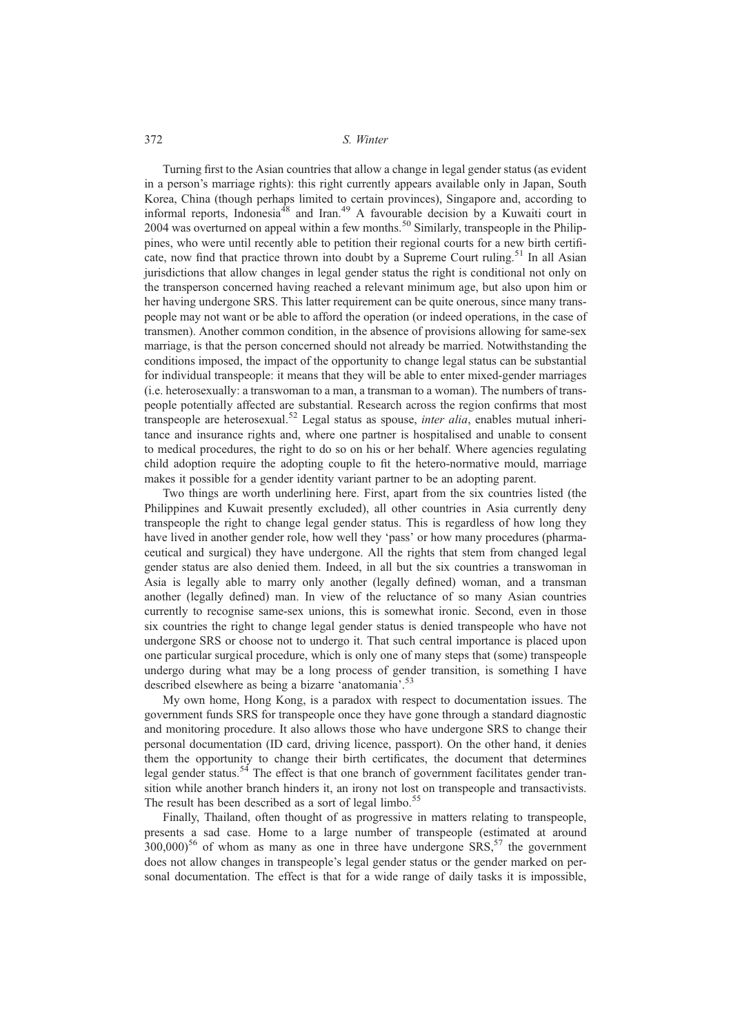Turning first to the Asian countries that allow a change in legal gender status (as evident in a person's marriage rights): this right currently appears available only in Japan, South Korea, China (though perhaps limited to certain provinces), Singapore and, according to informal reports, Indonesia[48] and Iran.[49] A favourable decision by a Kuwaiti court in 2004 was overturned on appeal within a few months.[50] Similarly, transpeople in the Philippines, who were until recently able to petition their regional courts for a new birth certificate, now find that practice thrown into doubt by a Supreme Court ruling.[51] In all Asian jurisdictions that allow changes in legal gender status the right is conditional not only on the transperson concerned having reached a relevant minimum age, but also upon him or her having undergone SRS. This latter requirement can be quite onerous, since many transpeople may not want or be able to afford the operation (or indeed operations, in the case of transmen). Another common condition, in the absence of provisions allowing for same-sex marriage, is that the person concerned should not already be married. Notwithstanding the conditions imposed, the impact of the opportunity to change legal status can be substantial for individual transpeople: it means that they will be able to enter mixed-gender marriages (i.e. heterosexually: a transwoman to a man, a transman to a woman). The numbers of transpeople potentially affected are substantial. Research across the region confirms that most transpeople are heterosexual.[52] Legal status as spouse, *inter alia*, enables mutual inheritance and insurance rights and, where one partner is hospitalised and unable to consent to medical procedures, the right to do so on his or her behalf. Where agencies regulating child adoption require the adopting couple to fit the hetero-normative mould, marriage makes it possible for a gender identity variant partner to be an adopting parent.

Two things are worth underlining here. First, apart from the six countries listed (the Philippines and Kuwait presently excluded), all other countries in Asia currently deny transpeople the right to change legal gender status. This is regardless of how long they have lived in another gender role, how well they 'pass' or how many procedures (pharmaceutical and surgical) they have undergone. All the rights that stem from changed legal gender status are also denied them. Indeed, in all but the six countries a transwoman in Asia is legally able to marry only another (legally defined) woman, and a transman another (legally defined) man. In view of the reluctance of so many Asian countries currently to recognise same-sex unions, this is somewhat ironic. Second, even in those six countries the right to change legal gender status is denied transpeople who have not undergone SRS or choose not to undergo it. That such central importance is placed upon one particular surgical procedure, which is only one of many steps that (some) transpeople undergo during what may be a long process of gender transition, is something I have described elsewhere as being a bizarre 'anatomania'.[53]

My own home, Hong Kong, is a paradox with respect to documentation issues. The government funds SRS for transpeople once they have gone through a standard diagnostic and monitoring procedure. It also allows those who have undergone SRS to change their personal documentation (ID card, driving licence, passport). On the other hand, it denies them the opportunity to change their birth certificates, the document that determines legal gender status.[54] The effect is that one branch of government facilitates gender transition while another branch hinders it, an irony not lost on transpeople and transactivists. The result has been described as a sort of legal limbo.[55]

Finally, Thailand, often thought of as progressive in matters relating to transpeople, presents a sad case. Home to a large number of transpeople (estimated at around 300,000)[56] of whom as many as one in three have undergone SRS,[57] the government does not allow changes in transpeople's legal gender status or the gender marked on personal documentation. The effect is that for a wide range of daily tasks it is impossible,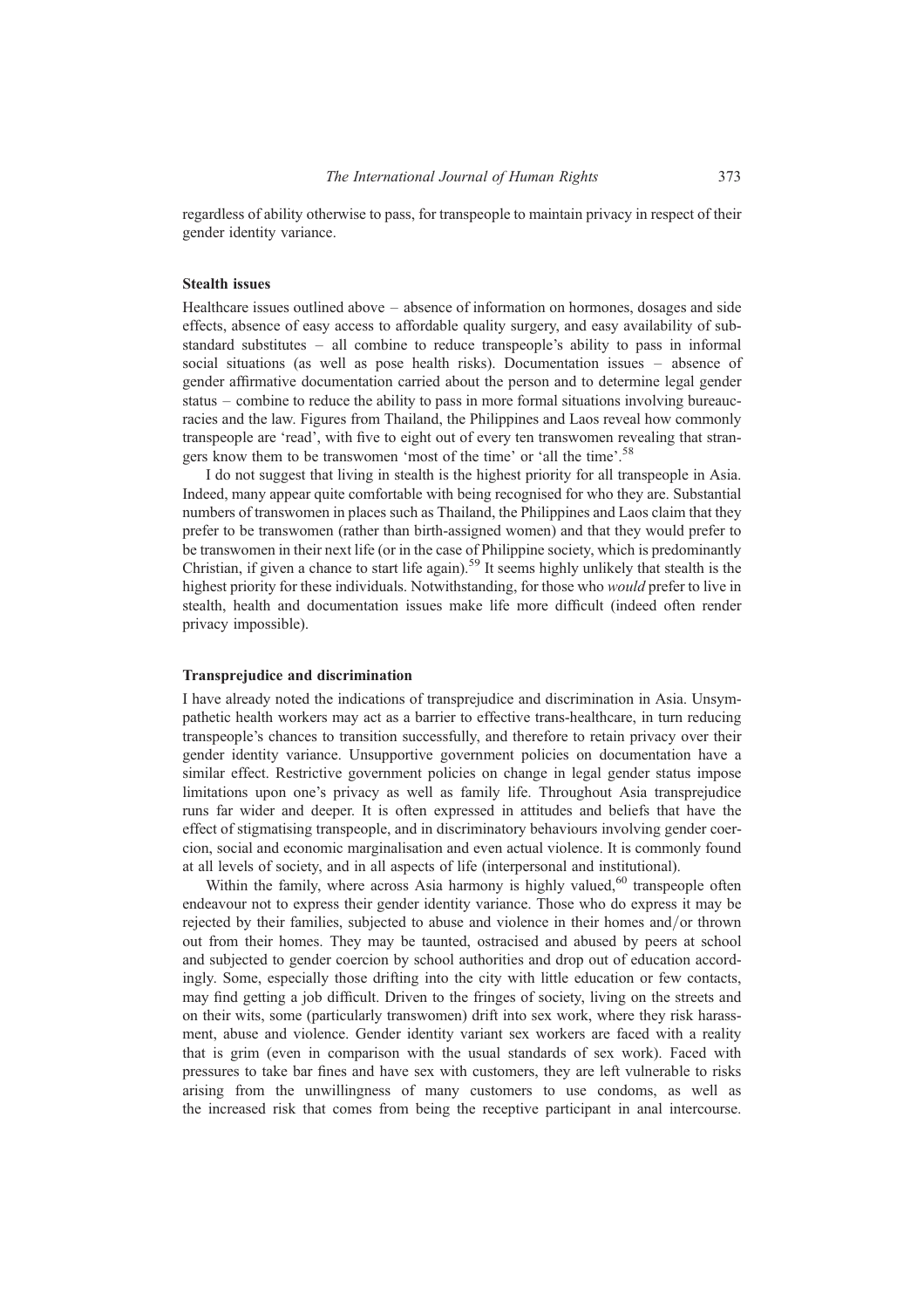regardless of ability otherwise to pass, for transpeople to maintain privacy in respect of their gender identity variance.

### Stealth issues

Healthcare issues outlined above – absence of information on hormones, dosages and side effects, absence of easy access to affordable quality surgery, and easy availability of substandard substitutes – all combine to reduce transpeople's ability to pass in informal social situations (as well as pose health risks). Documentation issues – absence of gender affirmative documentation carried about the person and to determine legal gender status – combine to reduce the ability to pass in more formal situations involving bureaucracies and the law. Figures from Thailand, the Philippines and Laos reveal how commonly transpeople are 'read', with five to eight out of every ten transwomen revealing that strangers know them to be transwomen 'most of the time' or 'all the time'.[58]

I do not suggest that living in stealth is the highest priority for all transpeople in Asia. Indeed, many appear quite comfortable with being recognised for who they are. Substantial numbers of transwomen in places such as Thailand, the Philippines and Laos claim that they prefer to be transwomen (rather than birth-assigned women) and that they would prefer to be transwomen in their next life (or in the case of Philippine society, which is predominantly Christian, if given a chance to start life again).[59] It seems highly unlikely that stealth is the highest priority for these individuals. Notwithstanding, for those who *would* prefer to live in stealth, health and documentation issues make life more difficult (indeed often render privacy impossible).

### Transprejudice and discrimination

I have already noted the indications of transprejudice and discrimination in Asia. Unsympathetic health workers may act as a barrier to effective trans-healthcare, in turn reducing transpeople's chances to transition successfully, and therefore to retain privacy over their gender identity variance. Unsupportive government policies on documentation have a similar effect. Restrictive government policies on change in legal gender status impose limitations upon one's privacy as well as family life. Throughout Asia transprejudice runs far wider and deeper. It is often expressed in attitudes and beliefs that have the effect of stigmatising transpeople, and in discriminatory behaviours involving gender coercion, social and economic marginalisation and even actual violence. It is commonly found at all levels of society, and in all aspects of life (interpersonal and institutional).

Within the family, where across Asia harmony is highly valued,[60] transpeople often endeavour not to express their gender identity variance. Those who do express it may be rejected by their families, subjected to abuse and violence in their homes and/or thrown out from their homes. They may be taunted, ostracised and abused by peers at school and subjected to gender coercion by school authorities and drop out of education accordingly. Some, especially those drifting into the city with little education or few contacts, may find getting a job difficult. Driven to the fringes of society, living on the streets and on their wits, some (particularly transwomen) drift into sex work, where they risk harassment, abuse and violence. Gender identity variant sex workers are faced with a reality that is grim (even in comparison with the usual standards of sex work). Faced with pressures to take bar fines and have sex with customers, they are left vulnerable to risks arising from the unwillingness of many customers to use condoms, as well as the increased risk that comes from being the receptive participant in anal intercourse.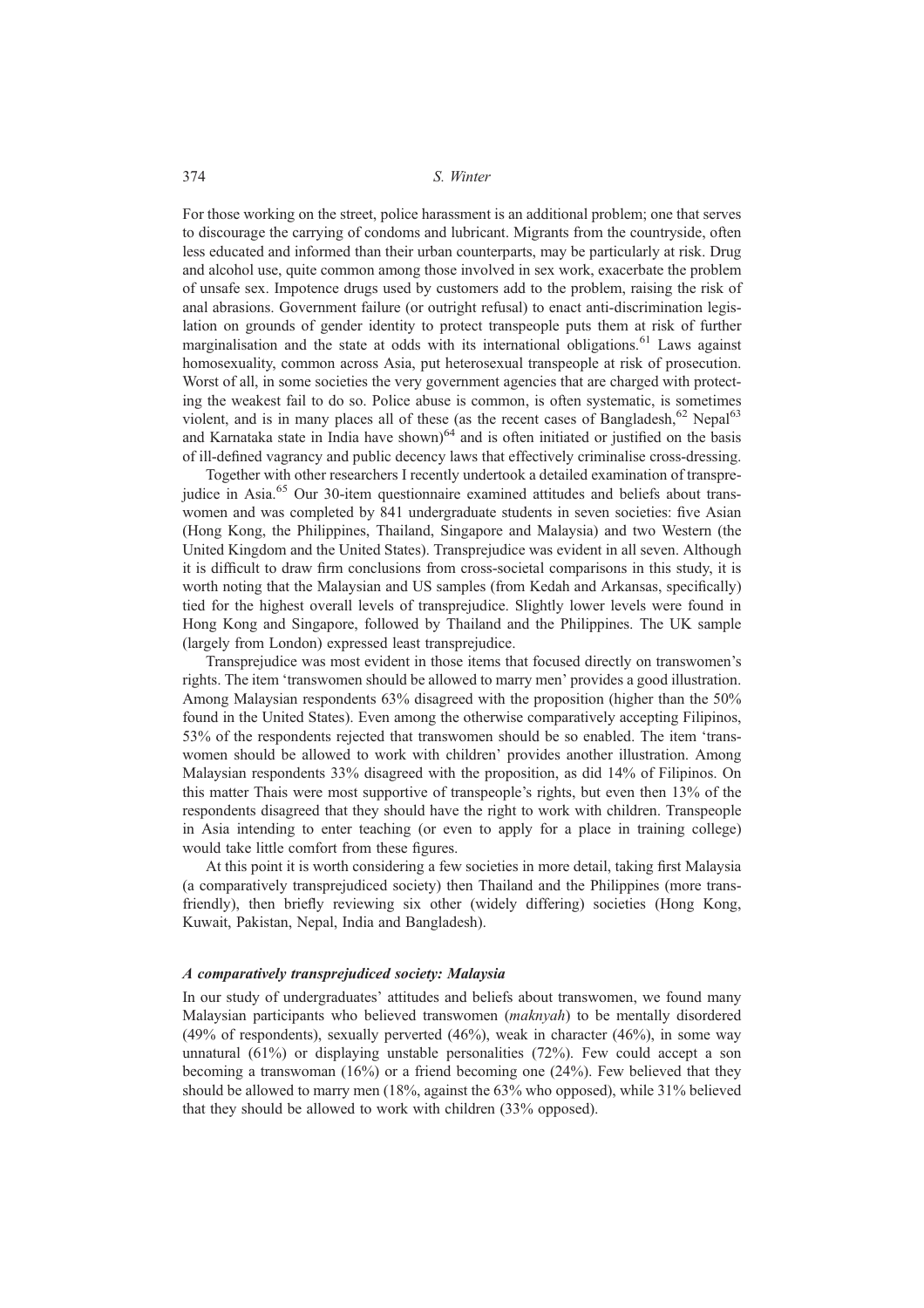For those working on the street, police harassment is an additional problem; one that serves to discourage the carrying of condoms and lubricant. Migrants from the countryside, often less educated and informed than their urban counterparts, may be particularly at risk. Drug and alcohol use, quite common among those involved in sex work, exacerbate the problem of unsafe sex. Impotence drugs used by customers add to the problem, raising the risk of anal abrasions. Government failure (or outright refusal) to enact anti-discrimination legislation on grounds of gender identity to protect transpeople puts them at risk of further marginalisation and the state at odds with its international obligations.[61] Laws against homosexuality, common across Asia, put heterosexual transpeople at risk of prosecution. Worst of all, in some societies the very government agencies that are charged with protecting the weakest fail to do so. Police abuse is common, is often systematic, is sometimes violent, and is in many places all of these (as the recent cases of Bangladesh,[62] Nepal[63] and Karnataka state in India have shown)[64] and is often initiated or justified on the basis of ill-defined vagrancy and public decency laws that effectively criminalise cross-dressing.

Together with other researchers I recently undertook a detailed examination of transprejudice in Asia.[65] Our 30-item questionnaire examined attitudes and beliefs about transwomen and was completed by 841 undergraduate students in seven societies: five Asian (Hong Kong, the Philippines, Thailand, Singapore and Malaysia) and two Western (the United Kingdom and the United States). Transprejudice was evident in all seven. Although it is difficult to draw firm conclusions from cross-societal comparisons in this study, it is worth noting that the Malaysian and US samples (from Kedah and Arkansas, specifically) tied for the highest overall levels of transprejudice. Slightly lower levels were found in Hong Kong and Singapore, followed by Thailand and the Philippines. The UK sample (largely from London) expressed least transprejudice.

Transprejudice was most evident in those items that focused directly on transwomen's rights. The item 'transwomen should be allowed to marry men' provides a good illustration. Among Malaysian respondents 63% disagreed with the proposition (higher than the 50% found in the United States). Even among the otherwise comparatively accepting Filipinos, 53% of the respondents rejected that transwomen should be so enabled. The item 'transwomen should be allowed to work with children' provides another illustration. Among Malaysian respondents 33% disagreed with the proposition, as did 14% of Filipinos. On this matter Thais were most supportive of transpeople's rights, but even then 13% of the respondents disagreed that they should have the right to work with children. Transpeople in Asia intending to enter teaching (or even to apply for a place in training college) would take little comfort from these figures.

At this point it is worth considering a few societies in more detail, taking first Malaysia (a comparatively transprejudiced society) then Thailand and the Philippines (more transfriendly), then briefly reviewing six other (widely differing) societies (Hong Kong, Kuwait, Pakistan, Nepal, India and Bangladesh).

### *A comparatively transprejudiced society: Malaysia*

In our study of undergraduates' attitudes and beliefs about transwomen, we found many Malaysian participants who believed transwomen (*maknyah*) to be mentally disordered (49% of respondents), sexually perverted (46%), weak in character (46%), in some way unnatural (61%) or displaying unstable personalities (72%). Few could accept a son becoming a transwoman (16%) or a friend becoming one (24%). Few believed that they should be allowed to marry men (18%, against the 63% who opposed), while 31% believed that they should be allowed to work with children (33% opposed).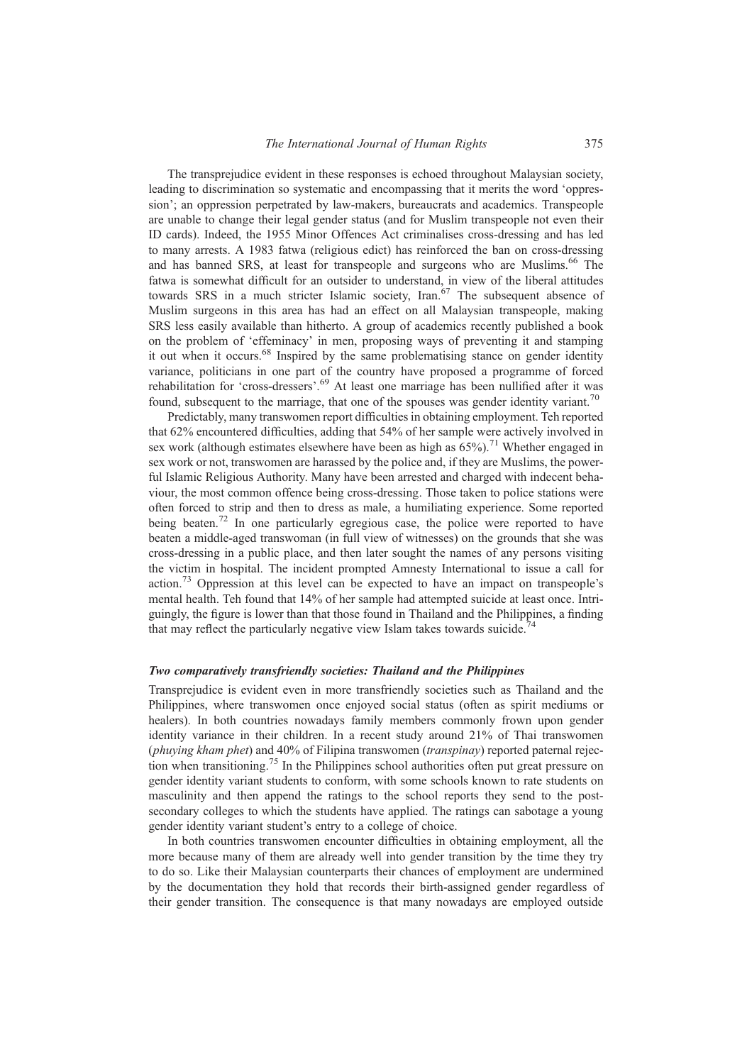The transprejudice evident in these responses is echoed throughout Malaysian society, leading to discrimination so systematic and encompassing that it merits the word 'oppression'; an oppression perpetrated by law-makers, bureaucrats and academics. Transpeople are unable to change their legal gender status (and for Muslim transpeople not even their ID cards). Indeed, the 1955 Minor Offences Act criminalises cross-dressing and has led to many arrests. A 1983 fatwa (religious edict) has reinforced the ban on cross-dressing and has banned SRS, at least for transpeople and surgeons who are Muslims.[66] The fatwa is somewhat difficult for an outsider to understand, in view of the liberal attitudes towards SRS in a much stricter Islamic society, Iran.[67] The subsequent absence of Muslim surgeons in this area has had an effect on all Malaysian transpeople, making SRS less easily available than hitherto. A group of academics recently published a book on the problem of 'effeminacy' in men, proposing ways of preventing it and stamping it out when it occurs.[68] Inspired by the same problematising stance on gender identity variance, politicians in one part of the country have proposed a programme of forced rehabilitation for 'cross-dressers'.[69] At least one marriage has been nullified after it was found, subsequent to the marriage, that one of the spouses was gender identity variant.[70]

Predictably, many transwomen report difficulties in obtaining employment. Teh reported that 62% encountered difficulties, adding that 54% of her sample were actively involved in sex work (although estimates elsewhere have been as high as 65%).[71] Whether engaged in sex work or not, transwomen are harassed by the police and, if they are Muslims, the powerful Islamic Religious Authority. Many have been arrested and charged with indecent behaviour, the most common offence being cross-dressing. Those taken to police stations were often forced to strip and then to dress as male, a humiliating experience. Some reported being beaten.[72] In one particularly egregious case, the police were reported to have beaten a middle-aged transwoman (in full view of witnesses) on the grounds that she was cross-dressing in a public place, and then later sought the names of any persons visiting the victim in hospital. The incident prompted Amnesty International to issue a call for action.[73] Oppression at this level can be expected to have an impact on transpeople's mental health. Teh found that 14% of her sample had attempted suicide at least once. Intriguingly, the figure is lower than that those found in Thailand and the Philippines, a finding that may reflect the particularly negative view Islam takes towards suicide.[74]

### *Two comparatively transfriendly societies: Thailand and the Philippines*

Transprejudice is evident even in more transfriendly societies such as Thailand and the Philippines, where transwomen once enjoyed social status (often as spirit mediums or healers). In both countries nowadays family members commonly frown upon gender identity variance in their children. In a recent study around 21% of Thai transwomen (*phuying kham phet*) and 40% of Filipina transwomen (*transpinay*) reported paternal rejection when transitioning.[75] In the Philippines school authorities often put great pressure on gender identity variant students to conform, with some schools known to rate students on masculinity and then append the ratings to the school reports they send to the post-secondary colleges to which the students have applied. The ratings can sabotage a young gender identity variant student's entry to a college of choice.

In both countries transwomen encounter difficulties in obtaining employment, all the more because many of them are already well into gender transition by the time they try to do so. Like their Malaysian counterparts their chances of employment are undermined by the documentation they hold that records their birth-assigned gender regardless of their gender transition. The consequence is that many nowadays are employed outside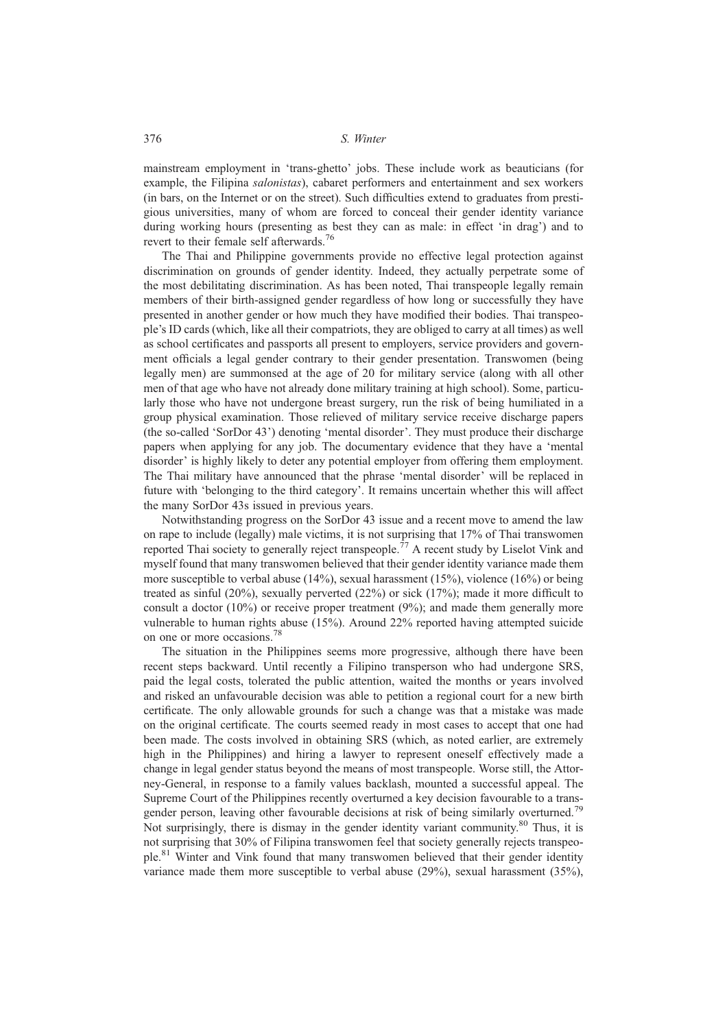mainstream employment in 'trans-ghetto' jobs. These include work as beauticians (for example, the Filipina *salonistas*), cabaret performers and entertainment and sex workers (in bars, on the Internet or on the street). Such difficulties extend to graduates from prestigious universities, many of whom are forced to conceal their gender identity variance during working hours (presenting as best they can as male: in effect 'in drag') and to revert to their female self afterwards.[76]

The Thai and Philippine governments provide no effective legal protection against discrimination on grounds of gender identity. Indeed, they actually perpetrate some of the most debilitating discrimination. As has been noted, Thai transpeople legally remain members of their birth-assigned gender regardless of how long or successfully they have presented in another gender or how much they have modified their bodies. Thai transpeople's ID cards (which, like all their compatriots, they are obliged to carry at all times) as well as school certificates and passports all present to employers, service providers and government officials a legal gender contrary to their gender presentation. Transwomen (being legally men) are summonsed at the age of 20 for military service (along with all other men of that age who have not already done military training at high school). Some, particularly those who have not undergone breast surgery, run the risk of being humiliated in a group physical examination. Those relieved of military service receive discharge papers (the so-called 'SorDor 43') denoting 'mental disorder'. They must produce their discharge papers when applying for any job. The documentary evidence that they have a 'mental disorder' is highly likely to deter any potential employer from offering them employment. The Thai military have announced that the phrase 'mental disorder' will be replaced in future with 'belonging to the third category'. It remains uncertain whether this will affect the many SorDor 43s issued in previous years.

Notwithstanding progress on the SorDor 43 issue and a recent move to amend the law on rape to include (legally) male victims, it is not surprising that 17% of Thai transwomen reported Thai society to generally reject transpeople.[77] A recent study by Liselot Vink and myself found that many transwomen believed that their gender identity variance made them more susceptible to verbal abuse (14%), sexual harassment (15%), violence (16%) or being treated as sinful (20%), sexually perverted (22%) or sick (17%); made it more difficult to consult a doctor (10%) or receive proper treatment (9%); and made them generally more vulnerable to human rights abuse (15%). Around 22% reported having attempted suicide on one or more occasions.[78]

The situation in the Philippines seems more progressive, although there have been recent steps backward. Until recently a Filipino transperson who had undergone SRS, paid the legal costs, tolerated the public attention, waited the months or years involved and risked an unfavourable decision was able to petition a regional court for a new birth certificate. The only allowable grounds for such a change was that a mistake was made on the original certificate. The courts seemed ready in most cases to accept that one had been made. The costs involved in obtaining SRS (which, as noted earlier, are extremely high in the Philippines) and hiring a lawyer to represent oneself effectively made a change in legal gender status beyond the means of most transpeople. Worse still, the Attorney-General, in response to a family values backlash, mounted a successful appeal. The Supreme Court of the Philippines recently overturned a key decision favourable to a transgender person, leaving other favourable decisions at risk of being similarly overturned.[79] Not surprisingly, there is dismay in the gender identity variant community.[80] Thus, it is not surprising that 30% of Filipina transwomen feel that society generally rejects transpeople.[81] Winter and Vink found that many transwomen believed that their gender identity variance made them more susceptible to verbal abuse (29%), sexual harassment (35%),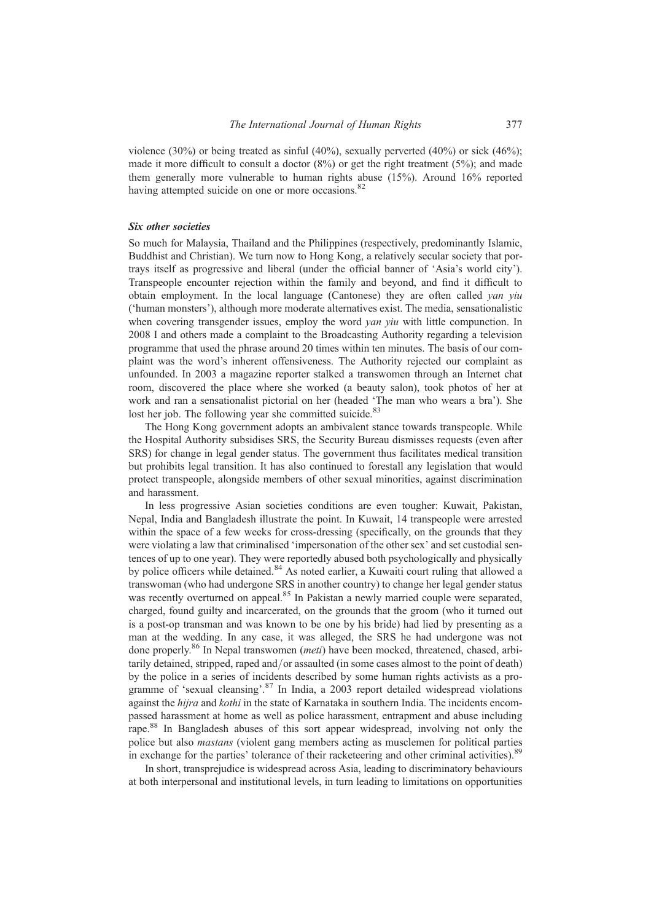violence (30%) or being treated as sinful (40%), sexually perverted (40%) or sick (46%); made it more difficult to consult a doctor (8%) or get the right treatment (5%); and made them generally more vulnerable to human rights abuse (15%). Around 16% reported having attempted suicide on one or more occasions.[82]

### *Six other societies*

So much for Malaysia, Thailand and the Philippines (respectively, predominantly Islamic, Buddhist and Christian). We turn now to Hong Kong, a relatively secular society that portrays itself as progressive and liberal (under the official banner of 'Asia's world city'). Transpeople encounter rejection within the family and beyond, and find it difficult to obtain employment. In the local language (Cantonese) they are often called *yan yiu* ('human monsters'), although more moderate alternatives exist. The media, sensationalistic when covering transgender issues, employ the word *yan yiu* with little compunction. In 2008 I and others made a complaint to the Broadcasting Authority regarding a television programme that used the phrase around 20 times within ten minutes. The basis of our complaint was the word's inherent offensiveness. The Authority rejected our complaint as unfounded. In 2003 a magazine reporter stalked a transwomen through an Internet chat room, discovered the place where she worked (a beauty salon), took photos of her at work and ran a sensationalist pictorial on her (headed 'The man who wears a bra'). She lost her job. The following year she committed suicide.[83]

The Hong Kong government adopts an ambivalent stance towards transpeople. While the Hospital Authority subsidises SRS, the Security Bureau dismisses requests (even after SRS) for change in legal gender status. The government thus facilitates medical transition but prohibits legal transition. It has also continued to forestall any legislation that would protect transpeople, alongside members of other sexual minorities, against discrimination and harassment.

In less progressive Asian societies conditions are even tougher: Kuwait, Pakistan, Nepal, India and Bangladesh illustrate the point. In Kuwait, 14 transpeople were arrested within the space of a few weeks for cross-dressing (specifically, on the grounds that they were violating a law that criminalised 'impersonation of the other sex' and set custodial sentences of up to one year). They were reportedly abused both psychologically and physically by police officers while detained.[84] As noted earlier, a Kuwaiti court ruling that allowed a transwoman (who had undergone SRS in another country) to change her legal gender status was recently overturned on appeal.[85] In Pakistan a newly married couple were separated, charged, found guilty and incarcerated, on the grounds that the groom (who it turned out is a post-op transman and was known to be one by his bride) had lied by presenting as a man at the wedding. In any case, it was alleged, the SRS he had undergone was not done properly.[86] In Nepal transwomen (*meti*) have been mocked, threatened, chased, arbitarily detained, stripped, raped and/or assaulted (in some cases almost to the point of death) by the police in a series of incidents described by some human rights activists as a programme of 'sexual cleansing'.[87] In India, a 2003 report detailed widespread violations against the *hijra* and *kothi* in the state of Karnataka in southern India. The incidents encompassed harassment at home as well as police harassment, entrapment and abuse including rape.[88] In Bangladesh abuses of this sort appear widespread, involving not only the police but also *mastans* (violent gang members acting as musclemen for political parties in exchange for the parties' tolerance of their racketeering and other criminal activities).[89]

In short, transprejudice is widespread across Asia, leading to discriminatory behaviours at both interpersonal and institutional levels, in turn leading to limitations on opportunities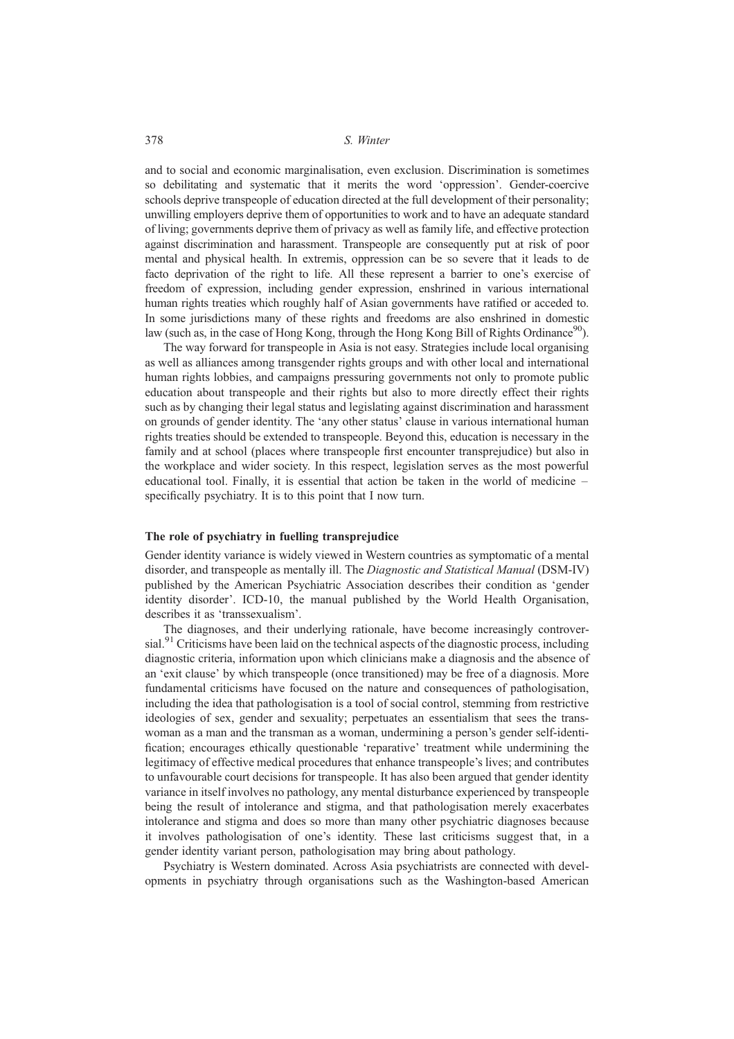and to social and economic marginalisation, even exclusion. Discrimination is sometimes so debilitating and systematic that it merits the word 'oppression'. Gender-coercive schools deprive transpeople of education directed at the full development of their personality; unwilling employers deprive them of opportunities to work and to have an adequate standard of living; governments deprive them of privacy as well as family life, and effective protection against discrimination and harassment. Transpeople are consequently put at risk of poor mental and physical health. In extremis, oppression can be so severe that it leads to de facto deprivation of the right to life. All these represent a barrier to one's exercise of freedom of expression, including gender expression, enshrined in various international human rights treaties which roughly half of Asian governments have ratified or acceded to. In some jurisdictions many of these rights and freedoms are also enshrined in domestic law (such as, in the case of Hong Kong, through the Hong Kong Bill of Rights Ordinance[90]).

The way forward for transpeople in Asia is not easy. Strategies include local organising as well as alliances among transgender rights groups and with other local and international human rights lobbies, and campaigns pressuring governments not only to promote public education about transpeople and their rights but also to more directly effect their rights such as by changing their legal status and legislating against discrimination and harassment on grounds of gender identity. The 'any other status' clause in various international human rights treaties should be extended to transpeople. Beyond this, education is necessary in the family and at school (places where transpeople first encounter transprejudice) but also in the workplace and wider society. In this respect, legislation serves as the most powerful educational tool. Finally, it is essential that action be taken in the world of medicine – specifically psychiatry. It is to this point that I now turn.

## The role of psychiatry in fuelling transprejudice

Gender identity variance is widely viewed in Western countries as symptomatic of a mental disorder, and transpeople as mentally ill. The *Diagnostic and Statistical Manual* (DSM-IV) published by the American Psychiatric Association describes their condition as 'gender identity disorder'. ICD-10, the manual published by the World Health Organisation, describes it as 'transsexualism'.

The diagnoses, and their underlying rationale, have become increasingly controversial.[91] Criticisms have been laid on the technical aspects of the diagnostic process, including diagnostic criteria, information upon which clinicians make a diagnosis and the absence of an 'exit clause' by which transpeople (once transitioned) may be free of a diagnosis. More fundamental criticisms have focused on the nature and consequences of pathologisation, including the idea that pathologisation is a tool of social control, stemming from restrictive ideologies of sex, gender and sexuality; perpetuates an essentialism that sees the transwoman as a man and the transman as a woman, undermining a person's gender self-identification; encourages ethically questionable 'reparative' treatment while undermining the legitimacy of effective medical procedures that enhance transpeople's lives; and contributes to unfavourable court decisions for transpeople. It has also been argued that gender identity variance in itself involves no pathology, any mental disturbance experienced by transpeople being the result of intolerance and stigma, and that pathologisation merely exacerbates intolerance and stigma and does so more than many other psychiatric diagnoses because it involves pathologisation of one's identity. These last criticisms suggest that, in a gender identity variant person, pathologisation may bring about pathology.

Psychiatry is Western dominated. Across Asia psychiatrists are connected with developments in psychiatry through organisations such as the Washington-based American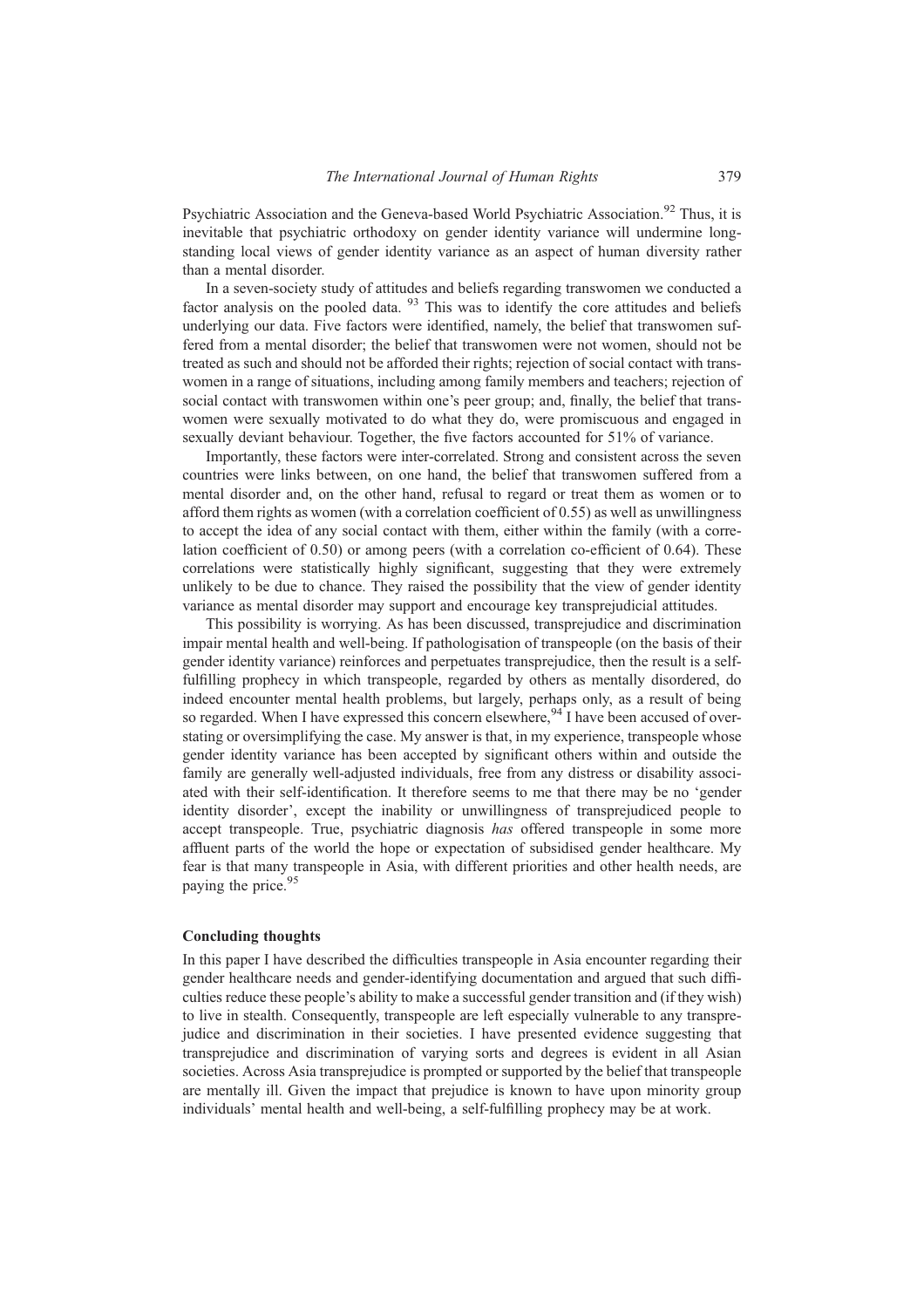Psychiatric Association and the Geneva-based World Psychiatric Association.[92] Thus, it is inevitable that psychiatric orthodoxy on gender identity variance will undermine long-standing local views of gender identity variance as an aspect of human diversity rather than a mental disorder.

In a seven-society study of attitudes and beliefs regarding transwomen we conducted a factor analysis on the pooled data.[93] This was to identify the core attitudes and beliefs underlying our data. Five factors were identified, namely, the belief that transwomen suffered from a mental disorder; the belief that transwomen were not women, should not be treated as such and should not be afforded their rights; rejection of social contact with transwomen in a range of situations, including among family members and teachers; rejection of social contact with transwomen within one's peer group; and, finally, the belief that transwomen were sexually motivated to do what they do, were promiscuous and engaged in sexually deviant behaviour. Together, the five factors accounted for 51% of variance.

Importantly, these factors were inter-correlated. Strong and consistent across the seven countries were links between, on one hand, the belief that transwomen suffered from a mental disorder and, on the other hand, refusal to regard or treat them as women or to afford them rights as women (with a correlation coefficient of 0.55) as well as unwillingness to accept the idea of any social contact with them, either within the family (with a correlation coefficient of 0.50) or among peers (with a correlation co-efficient of 0.64). These correlations were statistically highly significant, suggesting that they were extremely unlikely to be due to chance. They raised the possibility that the view of gender identity variance as mental disorder may support and encourage key transprejudicial attitudes.

This possibility is worrying. As has been discussed, transprejudice and discrimination impair mental health and well-being. If pathologisation of transpeople (on the basis of their gender identity variance) reinforces and perpetuates transprejudice, then the result is a self-fulfilling prophecy in which transpeople, regarded by others as mentally disordered, do indeed encounter mental health problems, but largely, perhaps only, as a result of being so regarded. When I have expressed this concern elsewhere,[94] I have been accused of overstating or oversimplifying the case. My answer is that, in my experience, transpeople whose gender identity variance has been accepted by significant others within and outside the family are generally well-adjusted individuals, free from any distress or disability associated with their self-identification. It therefore seems to me that there may be no 'gender identity disorder', except the inability or unwillingness of transprejudiced people to accept transpeople. True, psychiatric diagnosis *has* offered transpeople in some more affluent parts of the world the hope or expectation of subsidised gender healthcare. My fear is that many transpeople in Asia, with different priorities and other health needs, are paying the price.[95]

### Concluding thoughts

In this paper I have described the difficulties transpeople in Asia encounter regarding their gender healthcare needs and gender-identifying documentation and argued that such difficulties reduce these people's ability to make a successful gender transition and (if they wish) to live in stealth. Consequently, transpeople are left especially vulnerable to any transprejudice and discrimination in their societies. I have presented evidence suggesting that transprejudice and discrimination of varying sorts and degrees is evident in all Asian societies. Across Asia transprejudice is prompted or supported by the belief that transpeople are mentally ill. Given the impact that prejudice is known to have upon minority group individuals' mental health and well-being, a self-fulfilling prophecy may be at work.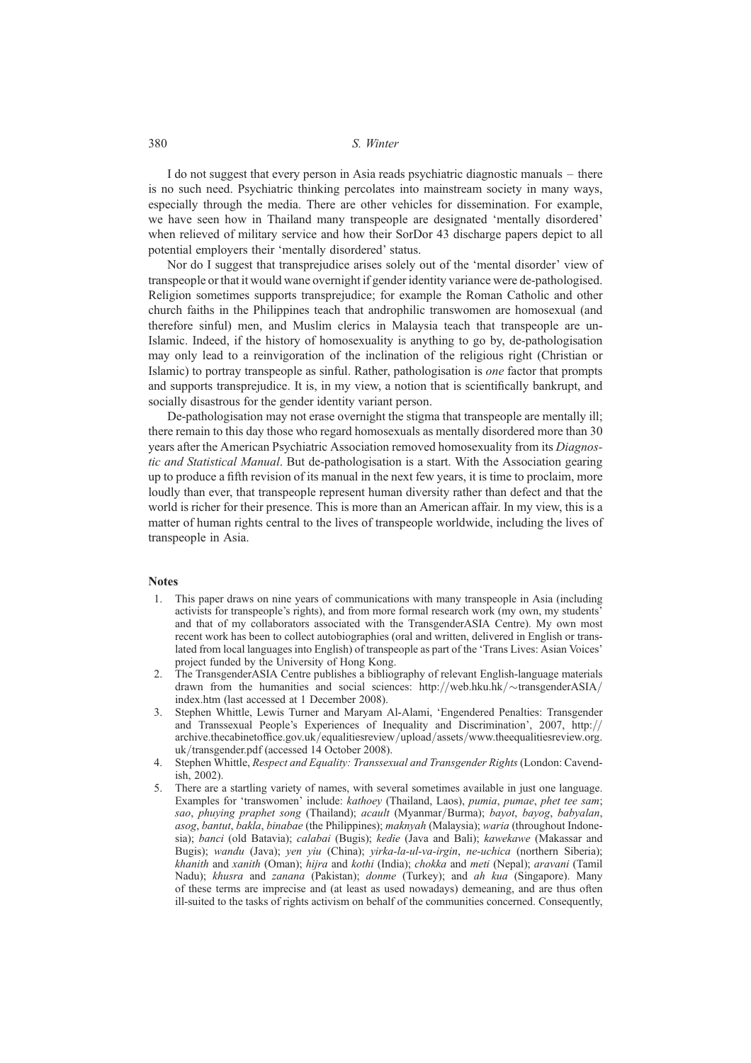I do not suggest that every person in Asia reads psychiatric diagnostic manuals – there is no such need. Psychiatric thinking percolates into mainstream society in many ways, especially through the media. There are other vehicles for dissemination. For example, we have seen how in Thailand many transpeople are designated 'mentally disordered' when relieved of military service and how their SorDor 43 discharge papers depict to all potential employers their 'mentally disordered' status.

Nor do I suggest that transprejudice arises solely out of the 'mental disorder' view of transpeople or that it would wane overnight if gender identity variance were de-pathologised. Religion sometimes supports transprejudice; for example the Roman Catholic and other church faiths in the Philippines teach that androphilic transwomen are homosexual (and therefore sinful) men, and Muslim clerics in Malaysia teach that transpeople are un-Islamic. Indeed, if the history of homosexuality is anything to go by, de-pathologisation may only lead to a reinvigoration of the inclination of the religious right (Christian or Islamic) to portray transpeople as sinful. Rather, pathologisation is *one* factor that prompts and supports transprejudice. It is, in my view, a notion that is scientifically bankrupt, and socially disastrous for the gender identity variant person.

De-pathologisation may not erase overnight the stigma that transpeople are mentally ill; there remain to this day those who regard homosexuals as mentally disordered more than 30 years after the American Psychiatric Association removed homosexuality from its *Diagnostic and Statistical Manual*. But de-pathologisation is a start. With the Association gearing up to produce a fifth revision of its manual in the next few years, it is time to proclaim, more loudly than ever, that transpeople represent human diversity rather than defect and that the world is richer for their presence. This is more than an American affair. In my view, this is a matter of human rights central to the lives of transpeople worldwide, including the lives of transpeople in Asia.

## Notes

1. This paper draws on nine years of communications with many transpeople in Asia (including activists for transpeople's rights), and from more formal research work (my own, my students' and that of my collaborators associated with the TransgenderASIA Centre). My own most recent work has been to collect autobiographies (oral and written, delivered in English or translated from local languages into English) of transpeople as part of the 'Trans Lives: Asian Voices' project funded by the University of Hong Kong.
2. The TransgenderASIA Centre publishes a bibliography of relevant English-language materials drawn from the humanities and social sciences: http://web.hku.hk/~transgenderASIA/index.htm (last accessed at 1 December 2008).
3. Stephen Whittle, Lewis Turner and Maryam Al-Alami, 'Engendered Penalties: Transgender and Transsexual People's Experiences of Inequality and Discrimination', 2007, http://archive.thecabinetoffice.gov.uk/equalitiesreview/upload/assets/www.theequalitiesreview.org.uk/transgender.pdf (accessed 14 October 2008).
4. Stephen Whittle, *Respect and Equality: Transsexual and Transgender Rights* (London: Cavendish, 2002).
5. There are a startling variety of names, with several sometimes available in just one language. Examples for 'transwomen' include: *kathoey* (Thailand, Laos), *pumia*, *pumae*, *phet tee sam*; *sao*, *phuying praphet song* (Thailand); *acault* (Myanmar/Burma); *bayot*, *bayog*, *babyalan*, *asog*, *bantut*, *bakla*, *binabae* (the Philippines); *maknyah* (Malaysia); *waria* (throughout Indonesia); *banci* (old Batavia); *calabai* (Bugis); *kedie* (Java and Bali); *kawekawe* (Makassar and Bugis); *wandu* (Java); *yen yiu* (China); *yirka-la-ul-va-irgin*, *ne-uchica* (northern Siberia); *khanith* and *xanith* (Oman); *hijra* and *kothi* (India); *chokka* and *meti* (Nepal); *aravani* (Tamil Nadu); *khusra* and *zanana* (Pakistan); *donme* (Turkey); and *ah kua* (Singapore). Many of these terms are imprecise and (at least as used nowadays) demeaning, and are thus often ill-suited to the tasks of rights activism on behalf of the communities concerned. Consequently,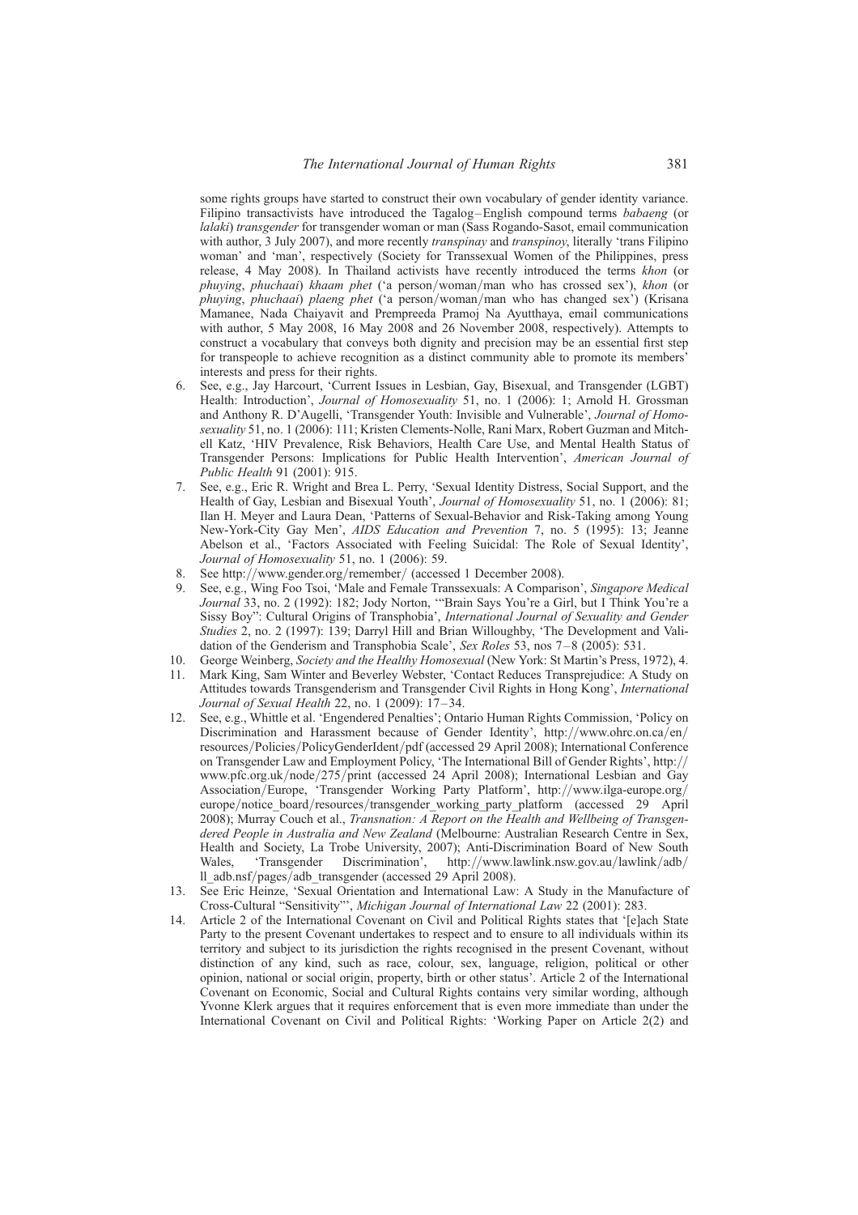some rights groups have started to construct their own vocabulary of gender identity variance. Filipino transactivists have introduced the Tagalog–English compound terms *babaeng* (or *lalaki*) *transgender* for transgender woman or man (Sass Rogando-Sasot, email communication with author, 3 July 2007), and more recently *transpinay* and *transpinoy*, literally 'trans Filipino woman' and 'man', respectively (Society for Transsexual Women of the Philippines, press release, 4 May 2008). In Thailand activists have recently introduced the terms *khon* (or *phuying*, *phuchaai*) *khaam phet* ('a person/woman/man who has crossed sex'), *khon* (or *phuying*, *phuchaai*) *plaeng phet* ('a person/woman/man who has changed sex') (Krisana Mamanee, Nada Chaiyavit and Prempreeda Pramoj Na Ayutthaya, email communications with author, 5 May 2008, 16 May 2008 and 26 November 2008, respectively). Attempts to construct a vocabulary that conveys both dignity and precision may be an essential first step for transpeople to achieve recognition as a distinct community able to promote its members' interests and press for their rights.

6. See, e.g., Jay Harcourt, 'Current Issues in Lesbian, Gay, Bisexual, and Transgender (LGBT) Health: Introduction', *Journal of Homosexuality* 51, no. 1 (2006): 1; Arnold H. Grossman and Anthony R. D'Augelli, 'Transgender Youth: Invisible and Vulnerable', *Journal of Homosexuality* 51, no. 1 (2006): 111; Kristen Clements-Nolle, Rani Marx, Robert Guzman and Mitchell Katz, 'HIV Prevalence, Risk Behaviors, Health Care Use, and Mental Health Status of Transgender Persons: Implications for Public Health Intervention', *American Journal of Public Health* 91 (2001): 915.
7. See, e.g., Eric R. Wright and Brea L. Perry, 'Sexual Identity Distress, Social Support, and the Health of Gay, Lesbian and Bisexual Youth', *Journal of Homosexuality* 51, no. 1 (2006): 81; Ilan H. Meyer and Laura Dean, 'Patterns of Sexual-Behavior and Risk-Taking among Young New-York-City Gay Men', *AIDS Education and Prevention* 7, no. 5 (1995): 13; Jeanne Abelson et al., 'Factors Associated with Feeling Suicidal: The Role of Sexual Identity', *Journal of Homosexuality* 51, no. 1 (2006): 59.
8. See http://www.gender.org/remember/ (accessed 1 December 2008).
9. See, e.g., Wing Foo Tsoi, 'Male and Female Transsexuals: A Comparison', *Singapore Medical Journal* 33, no. 2 (1992): 182; Jody Norton, '"Brain Says You're a Girl, but I Think You're a Sissy Boy": Cultural Origins of Transphobia', *International Journal of Sexuality and Gender Studies* 2, no. 2 (1997): 139; Darryl Hill and Brian Willoughby, 'The Development and Validation of the Genderism and Transphobia Scale', *Sex Roles* 53, nos 7–8 (2005): 531.
10. George Weinberg, *Society and the Healthy Homosexual* (New York: St Martin's Press, 1972), 4.
11. Mark King, Sam Winter and Beverley Webster, 'Contact Reduces Transprejudice: A Study on Attitudes towards Transgenderism and Transgender Civil Rights in Hong Kong', *International Journal of Sexual Health* 22, no. 1 (2009): 17–34.
12. See, e.g., Whittle et al. 'Engendered Penalties'; Ontario Human Rights Commission, 'Policy on Discrimination and Harassment because of Gender Identity', http://www.ohrc.on.ca/en/resources/Policies/PolicyGenderIdent/pdf (accessed 29 April 2008); International Conference on Transgender Law and Employment Policy, 'The International Bill of Gender Rights', http://www.pfc.org.uk/node/275/print (accessed 24 April 2008); International Lesbian and Gay Association/Europe, 'Transgender Working Party Platform', http://www.ilga-europe.org/europe/notice_board/resources/transgender_working_party_platform (accessed 29 April 2008); Murray Couch et al., *Transnation: A Report on the Health and Wellbeing of Transgendered People in Australia and New Zealand* (Melbourne: Australian Research Centre in Sex, Health and Society, La Trobe University, 2007); Anti-Discrimination Board of New South Wales, 'Transgender Discrimination', http://www.lawlink.nsw.gov.au/lawlink/adb/ll_adb.nsf/pages/adb_transgender (accessed 29 April 2008).
13. See Eric Heinze, 'Sexual Orientation and International Law: A Study in the Manufacture of Cross-Cultural "Sensitivity"', *Michigan Journal of International Law* 22 (2001): 283.
14. Article 2 of the International Covenant on Civil and Political Rights states that '[e]ach State Party to the present Covenant undertakes to respect and to ensure to all individuals within its territory and subject to its jurisdiction the rights recognised in the present Covenant, without distinction of any kind, such as race, colour, sex, language, religion, political or other opinion, national or social origin, property, birth or other status'. Article 2 of the International Covenant on Economic, Social and Cultural Rights contains very similar wording, although Yvonne Klerk argues that it requires enforcement that is even more immediate than under the International Covenant on Civil and Political Rights: 'Working Paper on Article 2(2) and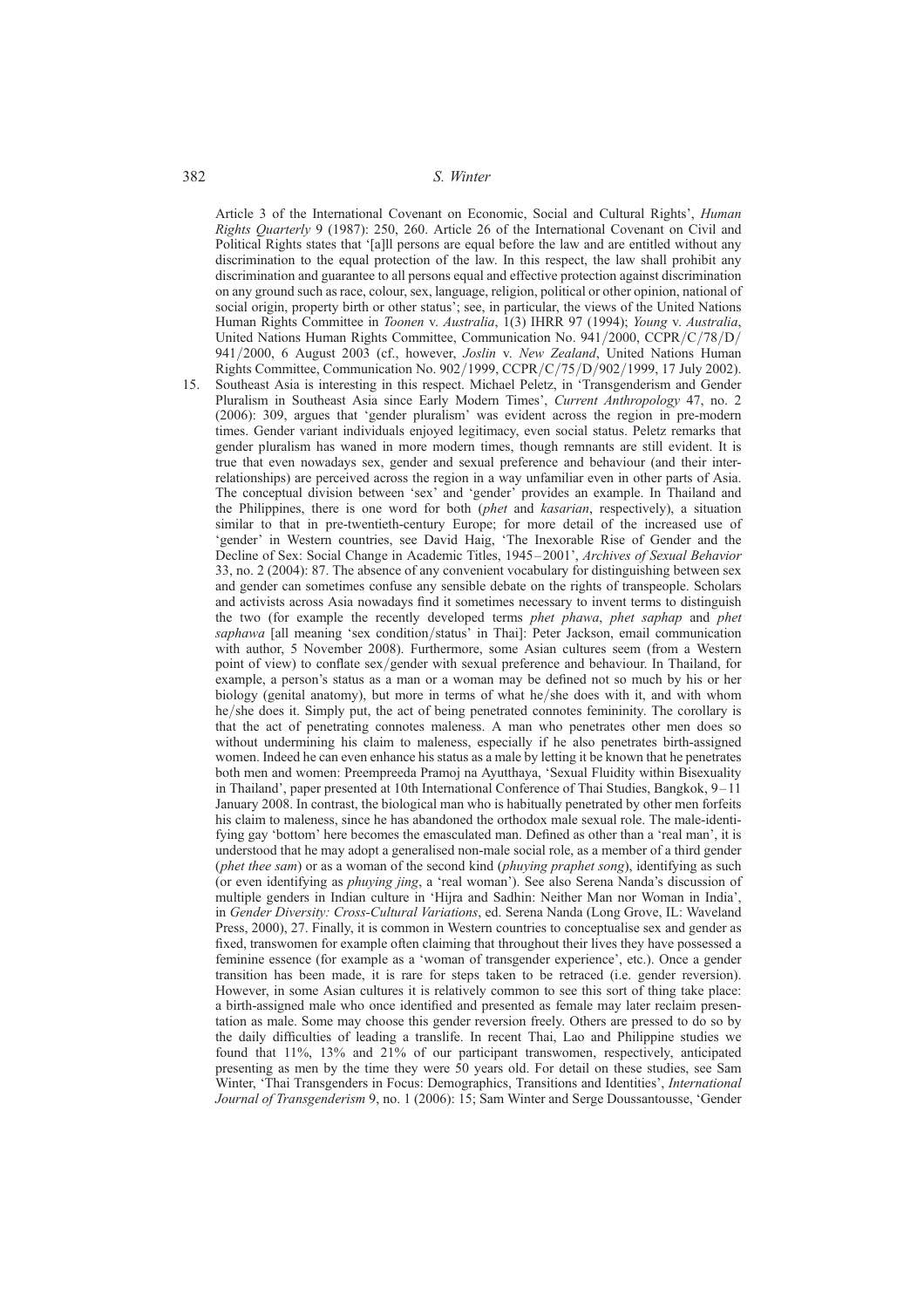Article 3 of the International Covenant on Economic, Social and Cultural Rights', *Human Rights Quarterly* 9 (1987): 250, 260. Article 26 of the International Covenant on Civil and Political Rights states that '[a]ll persons are equal before the law and are entitled without any discrimination to the equal protection of the law. In this respect, the law shall prohibit any discrimination and guarantee to all persons equal and effective protection against discrimination on any ground such as race, colour, sex, language, religion, political or other opinion, national of social origin, property birth or other status'; see, in particular, the views of the United Nations Human Rights Committee in *Toonen* v. *Australia*, 1(3) IHRR 97 (1994); *Young* v. *Australia*, United Nations Human Rights Committee, Communication No. 941/2000, CCPR/C/78/D/941/2000, 6 August 2003 (cf., however, *Joslin* v. *New Zealand*, United Nations Human Rights Committee, Communication No. 902/1999, CCPR/C/75/D/902/1999, 17 July 2002).

15. Southeast Asia is interesting in this respect. Michael Peletz, in 'Transgenderism and Gender Pluralism in Southeast Asia since Early Modern Times', *Current Anthropology* 47, no. 2 (2006): 309, argues that 'gender pluralism' was evident across the region in pre-modern times. Gender variant individuals enjoyed legitimacy, even social status. Peletz remarks that gender pluralism has waned in more modern times, though remnants are still evident. It is true that even nowadays sex, gender and sexual preference and behaviour (and their interrelationships) are perceived across the region in a way unfamiliar even in other parts of Asia. The conceptual division between 'sex' and 'gender' provides an example. In Thailand and the Philippines, there is one word for both (*phet* and *kasarian*, respectively), a situation similar to that in pre-twentieth-century Europe; for more detail of the increased use of 'gender' in Western countries, see David Haig, 'The Inexorable Rise of Gender and the Decline of Sex: Social Change in Academic Titles, 1945–2001', *Archives of Sexual Behavior* 33, no. 2 (2004): 87. The absence of any convenient vocabulary for distinguishing between sex and gender can sometimes confuse any sensible debate on the rights of transpeople. Scholars and activists across Asia nowadays find it sometimes necessary to invent terms to distinguish the two (for example the recently developed terms *phet phawa*, *phet saphap* and *phet saphawa* [all meaning 'sex condition/status' in Thai]: Peter Jackson, email communication with author, 5 November 2008). Furthermore, some Asian cultures seem (from a Western point of view) to conflate sex/gender with sexual preference and behaviour. In Thailand, for example, a person's status as a man or a woman may be defined not so much by his or her biology (genital anatomy), but more in terms of what he/she does with it, and with whom he/she does it. Simply put, the act of being penetrated connotes femininity. The corollary is that the act of penetrating connotes maleness. A man who penetrates other men does so without undermining his claim to maleness, especially if he also penetrates birth-assigned women. Indeed he can even enhance his status as a male by letting it be known that he penetrates both men and women: Preempreeda Pramoj na Ayutthaya, 'Sexual Fluidity within Bisexuality in Thailand', paper presented at 10th International Conference of Thai Studies, Bangkok, 9–11 January 2008. In contrast, the biological man who is habitually penetrated by other men forfeits his claim to maleness, since he has abandoned the orthodox male sexual role. The male-identifying gay 'bottom' here becomes the emasculated man. Defined as other than a 'real man', it is understood that he may adopt a generalised non-male social role, as a member of a third gender (*phet thee sam*) or as a woman of the second kind (*phuying praphet song*), identifying as such (or even identifying as *phuying jing*, a 'real woman'). See also Serena Nanda's discussion of multiple genders in Indian culture in 'Hijra and Sadhin: Neither Man nor Woman in India', in *Gender Diversity: Cross-Cultural Variations*, ed. Serena Nanda (Long Grove, IL: Waveland Press, 2000), 27. Finally, it is common in Western countries to conceptualise sex and gender as fixed, transwomen for example often claiming that throughout their lives they have possessed a feminine essence (for example as a 'woman of transgender experience', etc.). Once a gender transition has been made, it is rare for steps taken to be retraced (i.e. gender reversion). However, in some Asian cultures it is relatively common to see this sort of thing take place: a birth-assigned male who once identified and presented as female may later reclaim presentation as male. Some may choose this gender reversion freely. Others are pressed to do so by the daily difficulties of leading a translife. In recent Thai, Lao and Philippine studies we found that 11%, 13% and 21% of our participant transwomen, respectively, anticipated presenting as men by the time they were 50 years old. For detail on these studies, see Sam Winter, 'Thai Transgenders in Focus: Demographics, Transitions and Identities', *International Journal of Transgenderism* 9, no. 1 (2006): 15; Sam Winter and Serge Doussantousse, 'Gender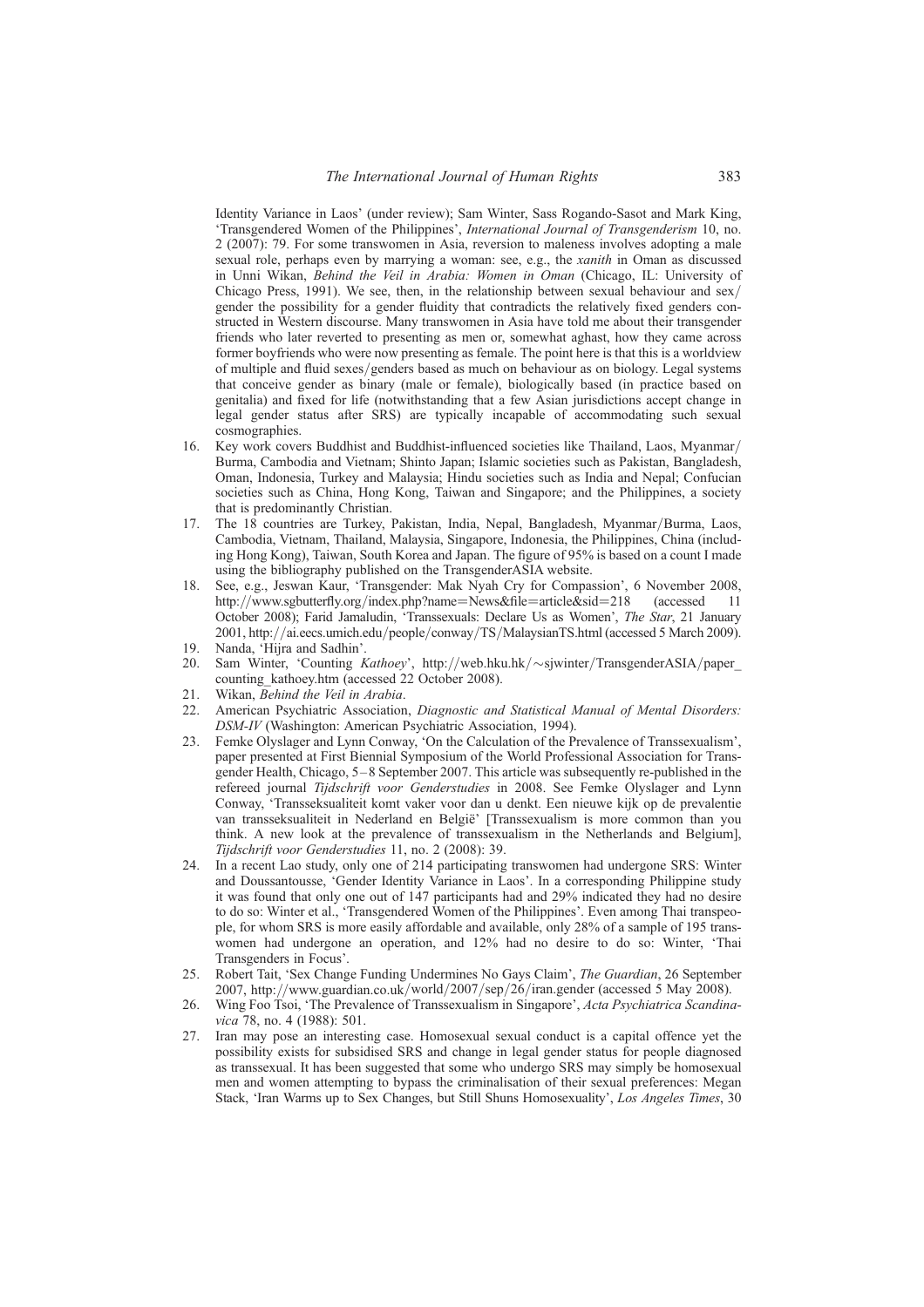Identity Variance in Laos' (under review); Sam Winter, Sass Rogando-Sasot and Mark King, 'Transgendered Women of the Philippines', *International Journal of Transgenderism* 10, no. 2 (2007): 79. For some transwomen in Asia, reversion to maleness involves adopting a male sexual role, perhaps even by marrying a woman: see, e.g., the *xanith* in Oman as discussed in Unni Wikan, *Behind the Veil in Arabia: Women in Oman* (Chicago, IL: University of Chicago Press, 1991). We see, then, in the relationship between sexual behaviour and sex/gender the possibility for a gender fluidity that contradicts the relatively fixed genders constructed in Western discourse. Many transwomen in Asia have told me about their transgender friends who later reverted to presenting as men or, somewhat aghast, how they came across former boyfriends who were now presenting as female. The point here is that this is a worldview of multiple and fluid sexes/genders based as much on behaviour as on biology. Legal systems that conceive gender as binary (male or female), biologically based (in practice based on genitalia) and fixed for life (notwithstanding that a few Asian jurisdictions accept change in legal gender status after SRS) are typically incapable of accommodating such sexual cosmographies.

16. Key work covers Buddhist and Buddhist-influenced societies like Thailand, Laos, Myanmar/Burma, Cambodia and Vietnam; Shinto Japan; Islamic societies such as Pakistan, Bangladesh, Oman, Indonesia, Turkey and Malaysia; Hindu societies such as India and Nepal; Confucian societies such as China, Hong Kong, Taiwan and Singapore; and the Philippines, a society that is predominantly Christian.
17. The 18 countries are Turkey, Pakistan, India, Nepal, Bangladesh, Myanmar/Burma, Laos, Cambodia, Vietnam, Thailand, Malaysia, Singapore, Indonesia, the Philippines, China (including Hong Kong), Taiwan, South Korea and Japan. The figure of 95% is based on a count I made using the bibliography published on the TransgenderASIA website.
18. See, e.g., Jeswan Kaur, 'Transgender: Mak Nyah Cry for Compassion', 6 November 2008, http://www.sgbutterfly.org/index.php?name=News&file=article&sid=218 (accessed 11 October 2008); Farid Jamaludin, 'Transsexuals: Declare Us as Women', *The Star*, 21 January 2001, http://ai.eecs.umich.edu/people/conway/TS/MalaysianTS.html (accessed 5 March 2009).
19. Nanda, 'Hijra and Sadhin'.
20. Sam Winter, 'Counting *Kathoey*', http://web.hku.hk/~sjwinter/TransgenderASIA/paper_counting_kathoey.htm (accessed 22 October 2008).
21. Wikan, *Behind the Veil in Arabia*.
22. American Psychiatric Association, *Diagnostic and Statistical Manual of Mental Disorders: DSM-IV* (Washington: American Psychiatric Association, 1994).
23. Femke Olyslager and Lynn Conway, 'On the Calculation of the Prevalence of Transsexualism', paper presented at First Biennial Symposium of the World Professional Association for Transgender Health, Chicago, 5–8 September 2007. This article was subsequently re-published in the refereed journal *Tijdschrift voor Genderstudies* in 2008. See Femke Olyslager and Lynn Conway, 'Transseksualiteit komt vaker voor dan u denkt. Een nieuwe kijk op de prevalentie van transseksualiteit in Nederland en België' [Transsexualism is more common than you think. A new look at the prevalence of transsexualism in the Netherlands and Belgium], *Tijdschrift voor Genderstudies* 11, no. 2 (2008): 39.
24. In a recent Lao study, only one of 214 participating transwomen had undergone SRS: Winter and Doussantousse, 'Gender Identity Variance in Laos'. In a corresponding Philippine study it was found that only one out of 147 participants had and 29% indicated they had no desire to do so: Winter et al., 'Transgendered Women of the Philippines'. Even among Thai transpeople, for whom SRS is more easily affordable and available, only 28% of a sample of 195 transwomen had undergone an operation, and 12% had no desire to do so: Winter, 'Thai Transgenders in Focus'.
25. Robert Tait, 'Sex Change Funding Undermines No Gays Claim', *The Guardian*, 26 September 2007, http://www.guardian.co.uk/world/2007/sep/26/iran.gender (accessed 5 May 2008).
26. Wing Foo Tsoi, 'The Prevalence of Transsexualism in Singapore', *Acta Psychiatrica Scandinavica* 78, no. 4 (1988): 501.
27. Iran may pose an interesting case. Homosexual sexual conduct is a capital offence yet the possibility exists for subsidised SRS and change in legal gender status for people diagnosed as transsexual. It has been suggested that some who undergo SRS may simply be homosexual men and women attempting to bypass the criminalisation of their sexual preferences: Megan Stack, 'Iran Warms up to Sex Changes, but Still Shuns Homosexuality', *Los Angeles Times*, 30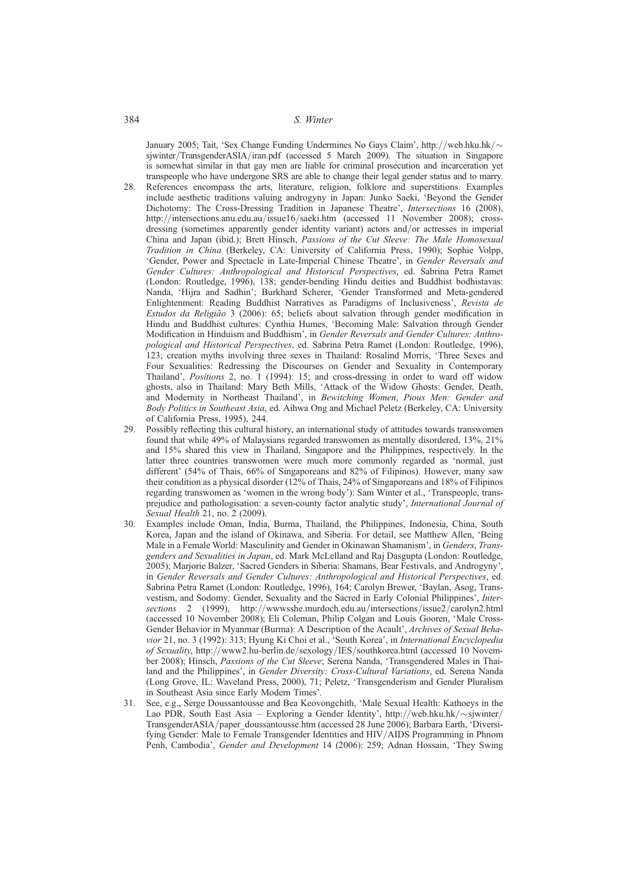January 2005; Tait, 'Sex Change Funding Undermines No Gays Claim', http://web.hku.hk/~sjwinter/TransgenderASIA/iran.pdf (accessed 5 March 2009). The situation in Singapore is somewhat similar in that gay men are liable for criminal prosecution and incarceration yet transpeople who have undergone SRS are able to change their legal gender status and to marry.

28. References encompass the arts, literature, religion, folklore and superstitions. Examples include aesthetic traditions valuing androgyny in Japan: Junko Saeki, 'Beyond the Gender Dichotomy: The Cross-Dressing Tradition in Japanese Theatre', *Intersections* 16 (2008), http://intersections.anu.edu.au/issue16/saeki.htm (accessed 11 November 2008); cross-dressing (sometimes apparently gender identity variant) actors and/or actresses in imperial China and Japan (ibid.); Brett Hinsch, *Passions of the Cut Sleeve: The Male Homosexual Tradition in China* (Berkeley, CA: University of California Press, 1990); Sophie Volpp, 'Gender, Power and Spectacle in Late-Imperial Chinese Theatre', in *Gender Reversals and Gender Cultures: Anthropological and Historical Perspectives*, ed. Sabrina Petra Ramet (London: Routledge, 1996), 138; gender-bending Hindu deities and Buddhist bodhistavas: Nanda, 'Hijra and Sadhin'; Burkhard Scherer, 'Gender Transformed and Meta-gendered Enlightenment: Reading Buddhist Narratives as Paradigms of Inclusiveness', *Revista de Estudos da Religião* 3 (2006): 65; beliefs about salvation through gender modification in Hindu and Buddhist cultures: Cynthia Humes, 'Becoming Male: Salvation through Gender Modification in Hinduism and Buddhism', in *Gender Reversals and Gender Cultures: Anthropological and Historical Perspectives*, ed. Sabrina Petra Ramet (London: Routledge, 1996), 123; creation myths involving three sexes in Thailand: Rosalind Morris, 'Three Sexes and Four Sexualities: Redressing the Discourses on Gender and Sexuality in Contemporary Thailand', *Positions* 2, no. 1 (1994): 15; and cross-dressing in order to ward off widow ghosts, also in Thailand: Mary Beth Mills, 'Attack of the Widow Ghosts: Gender, Death, and Modernity in Northeast Thailand', in *Bewitching Women, Pious Men: Gender and Body Politics in Southeast Asia*, ed. Aihwa Ong and Michael Peletz (Berkeley, CA: University of California Press, 1995), 244.

29. Possibly reflecting this cultural history, an international study of attitudes towards transwomen found that while 49% of Malaysians regarded transwomen as mentally disordered, 13%, 21% and 15% shared this view in Thailand, Singapore and the Philippines, respectively. In the latter three countries transwomen were much more commonly regarded as 'normal, just different' (54% of Thais, 66% of Singaporeans and 82% of Filipinos). However, many saw their condition as a physical disorder (12% of Thais, 24% of Singaporeans and 18% of Filipinos regarding transwomen as 'women in the wrong body'): Sam Winter et al., 'Transpeople, transprejudice and pathologisation: a seven-county factor analytic study', *International Journal of Sexual Health* 21, no. 2 (2009).

30. Examples include Oman, India, Burma, Thailand, the Philippines, Indonesia, China, South Korea, Japan and the island of Okinawa, and Siberia. For detail, see Matthew Allen, 'Being Male in a Female World: Masculinity and Gender in Okinawan Shamanism', in *Genders, Transgenders and Sexualities in Japan*, ed. Mark McLelland and Raj Dasgupta (London: Routledge, 2005); Marjorie Balzer, 'Sacred Genders in Siberia: Shamans, Bear Festivals, and Androgyny', in *Gender Reversals and Gender Cultures: Anthropological and Historical Perspectives*, ed. Sabrina Petra Ramet (London: Routledge, 1996), 164; Carolyn Brewer, 'Baylan, Asog, Transvestism, and Sodomy: Gender, Sexuality and the Sacred in Early Colonial Philippines', *Intersections* 2 (1999), http://wwwsshe.murdoch.edu.au/intersections/issue2/carolyn2.html (accessed 10 November 2008); Eli Coleman, Philip Colgan and Louis Gooren, 'Male Cross-Gender Behavior in Myanmar (Burma): A Description of the Acault', *Archives of Sexual Behavior* 21, no. 3 (1992): 313; Hyung Ki Choi et al., 'South Korea', in *International Encyclopedia of Sexuality*, http://www2.hu-berlin.de/sexology/IES/southkorea.html (accessed 10 November 2008); Hinsch, *Passions of the Cut Sleeve*; Serena Nanda, 'Transgendered Males in Thailand and the Philippines', in *Gender Diversity: Cross-Cultural Variations*, ed. Serena Nanda (Long Grove, IL: Waveland Press, 2000), 71; Peletz, 'Transgenderism and Gender Pluralism in Southeast Asia since Early Modern Times'.

31. See, e.g., Serge Doussantousse and Bea Keovongchith, 'Male Sexual Health: Kathoeys in the Lao PDR, South East Asia – Exploring a Gender Identity', http://web.hku.hk/~sjwinter/TransgenderASIA/paper_doussantousse.htm (accessed 28 June 2006); Barbara Earth, 'Diversifying Gender: Male to Female Transgender Identities and HIV/AIDS Programming in Phnom Penh, Cambodia', *Gender and Development* 14 (2006): 259; Adnan Hossain, 'They Swing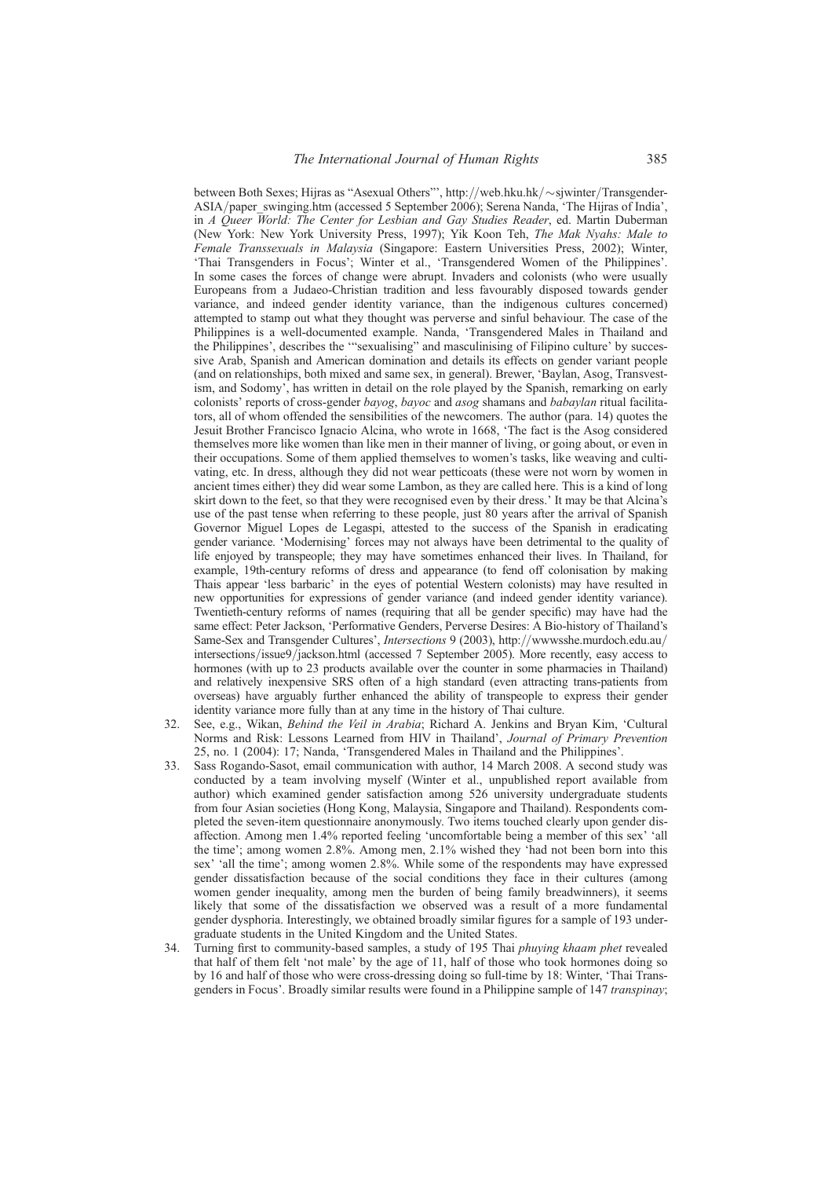between Both Sexes; Hijras as "Asexual Others"', http://web.hku.hk/~sjwinter/TransgenderASIA/paper_swinging.htm (accessed 5 September 2006); Serena Nanda, 'The Hijras of India', in *A Queer World: The Center for Lesbian and Gay Studies Reader*, ed. Martin Duberman (New York: New York University Press, 1997); Yik Koon Teh, *The Mak Nyahs: Male to Female Transsexuals in Malaysia* (Singapore: Eastern Universities Press, 2002); Winter, 'Thai Transgenders in Focus'; Winter et al., 'Transgendered Women of the Philippines'. In some cases the forces of change were abrupt. Invaders and colonists (who were usually Europeans from a Judaeo-Christian tradition and less favourably disposed towards gender variance, and indeed gender identity variance, than the indigenous cultures concerned) attempted to stamp out what they thought was perverse and sinful behaviour. The case of the Philippines is a well-documented example. Nanda, 'Transgendered Males in Thailand and the Philippines', describes the '"sexualising" and masculinising of Filipino culture' by successive Arab, Spanish and American domination and details its effects on gender variant people (and on relationships, both mixed and same sex, in general). Brewer, 'Baylan, Asog, Transvestism, and Sodomy', has written in detail on the role played by the Spanish, remarking on early colonists' reports of cross-gender *bayog*, *bayoc* and *asog* shamans and *babaylan* ritual facilitators, all of whom offended the sensibilities of the newcomers. The author (para. 14) quotes the Jesuit Brother Francisco Ignacio Alcina, who wrote in 1668, 'The fact is the Asog considered themselves more like women than like men in their manner of living, or going about, or even in their occupations. Some of them applied themselves to women's tasks, like weaving and cultivating, etc. In dress, although they did not wear petticoats (these were not worn by women in ancient times either) they did wear some Lambon, as they are called here. This is a kind of long skirt down to the feet, so that they were recognised even by their dress.' It may be that Alcina's use of the past tense when referring to these people, just 80 years after the arrival of Spanish Governor Miguel Lopes de Legaspi, attested to the success of the Spanish in eradicating gender variance. 'Modernising' forces may not always have been detrimental to the quality of life enjoyed by transpeople; they may have sometimes enhanced their lives. In Thailand, for example, 19th-century reforms of dress and appearance (to fend off colonisation by making Thais appear 'less barbaric' in the eyes of potential Western colonists) may have resulted in new opportunities for expressions of gender variance (and indeed gender identity variance). Twentieth-century reforms of names (requiring that all be gender specific) may have had the same effect: Peter Jackson, 'Performative Genders, Perverse Desires: A Bio-history of Thailand's Same-Sex and Transgender Cultures', *Intersections* 9 (2003), http://wwwsshe.murdoch.edu.au/intersections/issue9/jackson.html (accessed 7 September 2005). More recently, easy access to hormones (with up to 23 products available over the counter in some pharmacies in Thailand) and relatively inexpensive SRS often of a high standard (even attracting trans-patients from overseas) have arguably further enhanced the ability of transpeople to express their gender identity variance more fully than at any time in the history of Thai culture.

32. See, e.g., Wikan, *Behind the Veil in Arabia*; Richard A. Jenkins and Bryan Kim, 'Cultural Norms and Risk: Lessons Learned from HIV in Thailand', *Journal of Primary Prevention* 25, no. 1 (2004): 17; Nanda, 'Transgendered Males in Thailand and the Philippines'.
33. Sass Rogando-Sasot, email communication with author, 14 March 2008. A second study was conducted by a team involving myself (Winter et al., unpublished report available from author) which examined gender satisfaction among 526 university undergraduate students from four Asian societies (Hong Kong, Malaysia, Singapore and Thailand). Respondents completed the seven-item questionnaire anonymously. Two items touched clearly upon gender disaffection. Among men 1.4% reported feeling 'uncomfortable being a member of this sex' 'all the time'; among women 2.8%. Among men, 2.1% wished they 'had not been born into this sex' 'all the time'; among women 2.8%. While some of the respondents may have expressed gender dissatisfaction because of the social conditions they face in their cultures (among women gender inequality, among men the burden of being family breadwinners), it seems likely that some of the dissatisfaction we observed was a result of a more fundamental gender dysphoria. Interestingly, we obtained broadly similar figures for a sample of 193 undergraduate students in the United Kingdom and the United States.
34. Turning first to community-based samples, a study of 195 Thai *phuying khaam phet* revealed that half of them felt 'not male' by the age of 11, half of those who took hormones doing so by 16 and half of those who were cross-dressing doing so full-time by 18: Winter, 'Thai Transgenders in Focus'. Broadly similar results were found in a Philippine sample of 147 *transpinay*;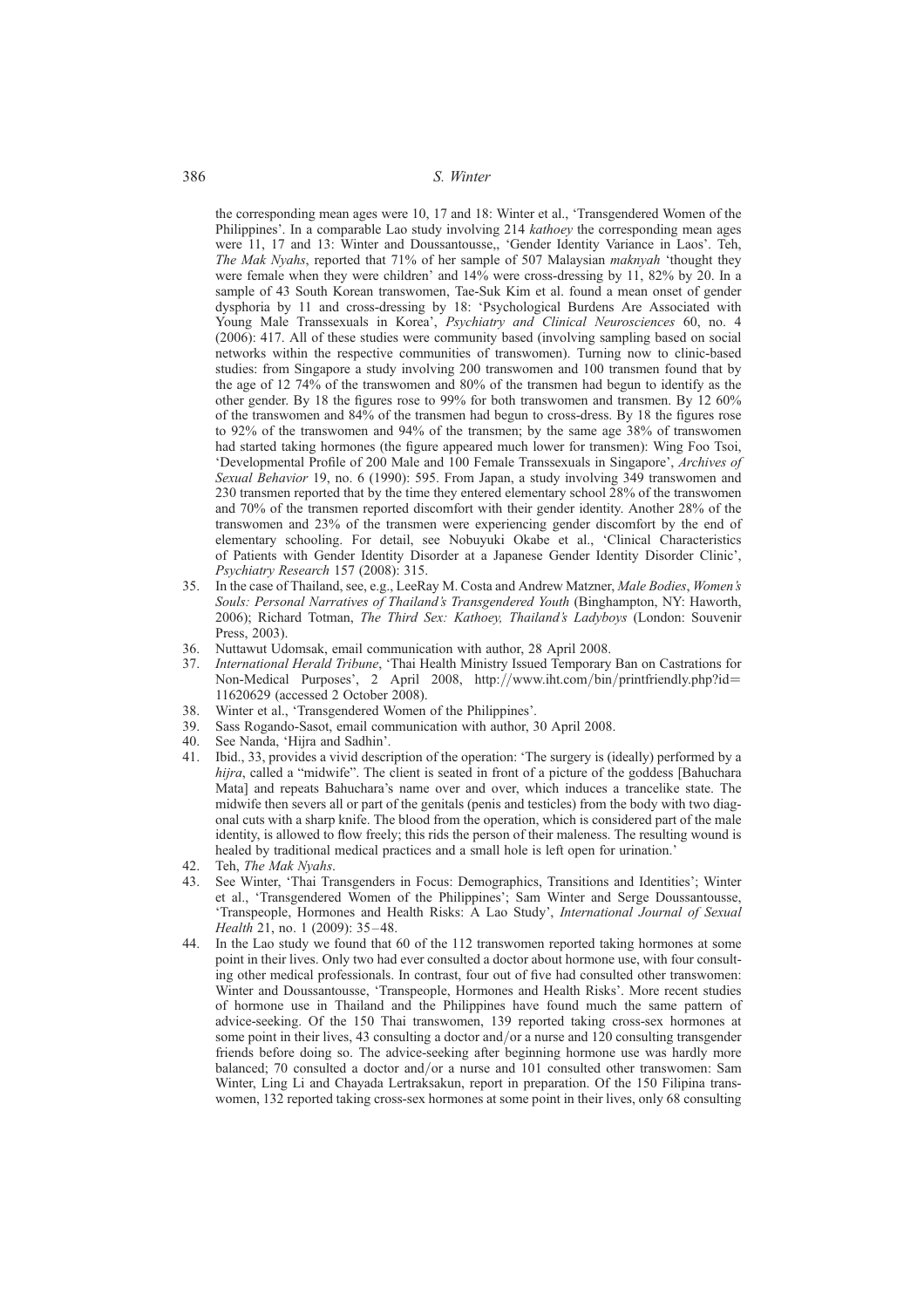the corresponding mean ages were 10, 17 and 18: Winter et al., 'Transgendered Women of the Philippines'. In a comparable Lao study involving 214 *kathoey* the corresponding mean ages were 11, 17 and 13: Winter and Doussantousse,, 'Gender Identity Variance in Laos'. Teh, *The Mak Nyahs*, reported that 71% of her sample of 507 Malaysian *maknyah* 'thought they were female when they were children' and 14% were cross-dressing by 11, 82% by 20. In a sample of 43 South Korean transwomen, Tae-Suk Kim et al. found a mean onset of gender dysphoria by 11 and cross-dressing by 18: 'Psychological Burdens Are Associated with Young Male Transsexuals in Korea', *Psychiatry and Clinical Neurosciences* 60, no. 4 (2006): 417. All of these studies were community based (involving sampling based on social networks within the respective communities of transwomen). Turning now to clinic-based studies: from Singapore a study involving 200 transwomen and 100 transmen found that by the age of 12 74% of the transwomen and 80% of the transmen had begun to identify as the other gender. By 18 the figures rose to 99% for both transwomen and transmen. By 12 60% of the transwomen and 84% of the transmen had begun to cross-dress. By 18 the figures rose to 92% of the transwomen and 94% of the transmen; by the same age 38% of transwomen had started taking hormones (the figure appeared much lower for transmen): Wing Foo Tsoi, 'Developmental Profile of 200 Male and 100 Female Transsexuals in Singapore', *Archives of Sexual Behavior* 19, no. 6 (1990): 595. From Japan, a study involving 349 transwomen and 230 transmen reported that by the time they entered elementary school 28% of the transwomen and 70% of the transmen reported discomfort with their gender identity. Another 28% of the transwomen and 23% of the transmen were experiencing gender discomfort by the end of elementary schooling. For detail, see Nobuyuki Okabe et al., 'Clinical Characteristics of Patients with Gender Identity Disorder at a Japanese Gender Identity Disorder Clinic', *Psychiatry Research* 157 (2008): 315.

35. In the case of Thailand, see, e.g., LeeRay M. Costa and Andrew Matzner, *Male Bodies, Women's Souls: Personal Narratives of Thailand's Transgendered Youth* (Binghampton, NY: Haworth, 2006); Richard Totman, *The Third Sex: Kathoey, Thailand's Ladyboys* (London: Souvenir Press, 2003).
36. Nuttawut Udomsak, email communication with author, 28 April 2008.
37. *International Herald Tribune*, 'Thai Health Ministry Issued Temporary Ban on Castrations for Non-Medical Purposes', 2 April 2008, http://www.iht.com/bin/printfriendly.php?id=11620629 (accessed 2 October 2008).
38. Winter et al., 'Transgendered Women of the Philippines'.
39. Sass Rogando-Sasot, email communication with author, 30 April 2008.
40. See Nanda, 'Hijra and Sadhin'.
41. Ibid., 33, provides a vivid description of the operation: 'The surgery is (ideally) performed by a *hijra*, called a "midwife". The client is seated in front of a picture of the goddess [Bahuchara Mata] and repeats Bahuchara's name over and over, which induces a trancelike state. The midwife then severs all or part of the genitals (penis and testicles) from the body with two diagonal cuts with a sharp knife. The blood from the operation, which is considered part of the male identity, is allowed to flow freely; this rids the person of their maleness. The resulting wound is healed by traditional medical practices and a small hole is left open for urination.'
42. Teh, *The Mak Nyahs*.
43. See Winter, 'Thai Transgenders in Focus: Demographics, Transitions and Identities'; Winter et al., 'Transgendered Women of the Philippines'; Sam Winter and Serge Doussantousse, 'Transpeople, Hormones and Health Risks: A Lao Study', *International Journal of Sexual Health* 21, no. 1 (2009): 35–48.
44. In the Lao study we found that 60 of the 112 transwomen reported taking hormones at some point in their lives. Only two had ever consulted a doctor about hormone use, with four consulting other medical professionals. In contrast, four out of five had consulted other transwomen: Winter and Doussantousse, 'Transpeople, Hormones and Health Risks'. More recent studies of hormone use in Thailand and the Philippines have found much the same pattern of advice-seeking. Of the 150 Thai transwomen, 139 reported taking cross-sex hormones at some point in their lives, 43 consulting a doctor and/or a nurse and 120 consulting transgender friends before doing so. The advice-seeking after beginning hormone use was hardly more balanced; 70 consulted a doctor and/or a nurse and 101 consulted other transwomen: Sam Winter, Ling Li and Chayada Lertraksakun, report in preparation. Of the 150 Filipina transwomen, 132 reported taking cross-sex hormones at some point in their lives, only 68 consulting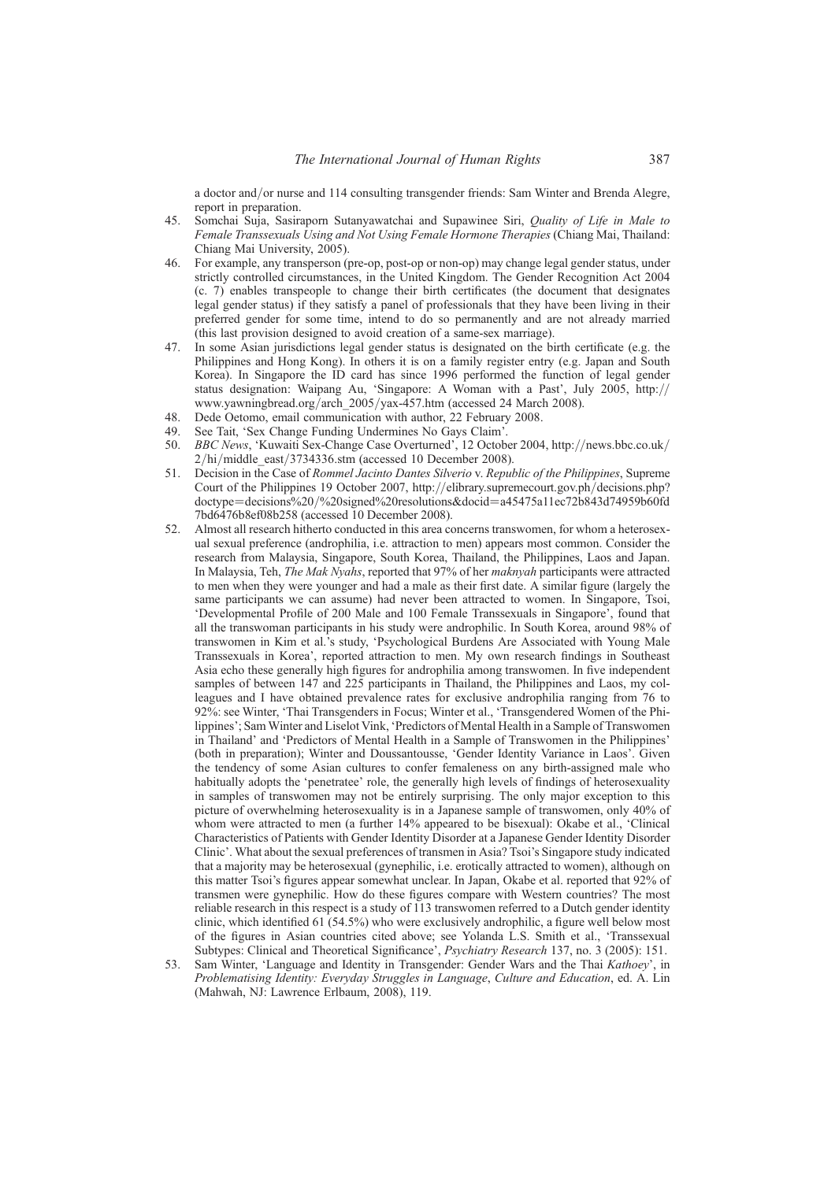a doctor and/or nurse and 114 consulting transgender friends: Sam Winter and Brenda Alegre, report in preparation.

45. Somchai Suja, Sasiraporn Sutanyawatchai and Supawinee Siri, *Quality of Life in Male to Female Transsexuals Using and Not Using Female Hormone Therapies* (Chiang Mai, Thailand: Chiang Mai University, 2005).
46. For example, any transperson (pre-op, post-op or non-op) may change legal gender status, under strictly controlled circumstances, in the United Kingdom. The Gender Recognition Act 2004 (c. 7) enables transpeople to change their birth certificates (the document that designates legal gender status) if they satisfy a panel of professionals that they have been living in their preferred gender for some time, intend to do so permanently and are not already married (this last provision designed to avoid creation of a same-sex marriage).
47. In some Asian jurisdictions legal gender status is designated on the birth certificate (e.g. the Philippines and Hong Kong). In others it is on a family register entry (e.g. Japan and South Korea). In Singapore the ID card has since 1996 performed the function of legal gender status designation: Waipang Au, 'Singapore: A Woman with a Past', July 2005, http://www.yawningbread.org/arch_2005/yax-457.htm (accessed 24 March 2008).
48. Dede Oetomo, email communication with author, 22 February 2008.
49. See Tait, 'Sex Change Funding Undermines No Gays Claim'.
50. *BBC News*, 'Kuwaiti Sex-Change Case Overturned', 12 October 2004, http://news.bbc.co.uk/2/hi/middle_east/3734336.stm (accessed 10 December 2008).
51. Decision in the Case of *Rommel Jacinto Dantes Silverio* v. *Republic of the Philippines*, Supreme Court of the Philippines 19 October 2007, http://elibrary.supremecourt.gov.ph/decisions.php?doctype=decisions%20/%20signed%20resolutions&docid=a45475a11ec72b843d74959b60fd7bd6476b8ef08b258 (accessed 10 December 2008).
52. Almost all research hitherto conducted in this area concerns transwomen, for whom a heterosexual sexual preference (androphilia, i.e. attraction to men) appears most common. Consider the research from Malaysia, Singapore, South Korea, Thailand, the Philippines, Laos and Japan. In Malaysia, Teh, *The Mak Nyahs*, reported that 97% of her *maknyah* participants were attracted to men when they were younger and had a male as their first date. A similar figure (largely the same participants we can assume) had never been attracted to women. In Singapore, Tsoi, 'Developmental Profile of 200 Male and 100 Female Transsexuals in Singapore', found that all the transwoman participants in his study were androphilic. In South Korea, around 98% of transwomen in Kim et al.'s study, 'Psychological Burdens Are Associated with Young Male Transsexuals in Korea', reported attraction to men. My own research findings in Southeast Asia echo these generally high figures for androphilia among transwomen. In five independent samples of between 147 and 225 participants in Thailand, the Philippines and Laos, my colleagues and I have obtained prevalence rates for exclusive androphilia ranging from 76 to 92%: see Winter, 'Thai Transgenders in Focus; Winter et al., 'Transgendered Women of the Philippines'; Sam Winter and Liselot Vink, 'Predictors of Mental Health in a Sample of Transwomen in Thailand' and 'Predictors of Mental Health in a Sample of Transwomen in the Philippines' (both in preparation); Winter and Doussantousse, 'Gender Identity Variance in Laos'. Given the tendency of some Asian cultures to confer femaleness on any birth-assigned male who habitually adopts the 'penetratee' role, the generally high levels of findings of heterosexuality in samples of transwomen may not be entirely surprising. The only major exception to this picture of overwhelming heterosexuality is in a Japanese sample of transwomen, only 40% of whom were attracted to men (a further 14% appeared to be bisexual): Okabe et al., 'Clinical Characteristics of Patients with Gender Identity Disorder at a Japanese Gender Identity Disorder Clinic'. What about the sexual preferences of transmen in Asia? Tsoi's Singapore study indicated that a majority may be heterosexual (gynephilic, i.e. erotically attracted to women), although on this matter Tsoi's figures appear somewhat unclear. In Japan, Okabe et al. reported that 92% of transmen were gynephilic. How do these figures compare with Western countries? The most reliable research in this respect is a study of 113 transwomen referred to a Dutch gender identity clinic, which identified 61 (54.5%) who were exclusively androphilic, a figure well below most of the figures in Asian countries cited above; see Yolanda L.S. Smith et al., 'Transsexual Subtypes: Clinical and Theoretical Significance', *Psychiatry Research* 137, no. 3 (2005): 151.
53. Sam Winter, 'Language and Identity in Transgender: Gender Wars and the Thai *Kathoey*', in *Problematising Identity: Everyday Struggles in Language, Culture and Education*, ed. A. Lin (Mahwah, NJ: Lawrence Erlbaum, 2008), 119.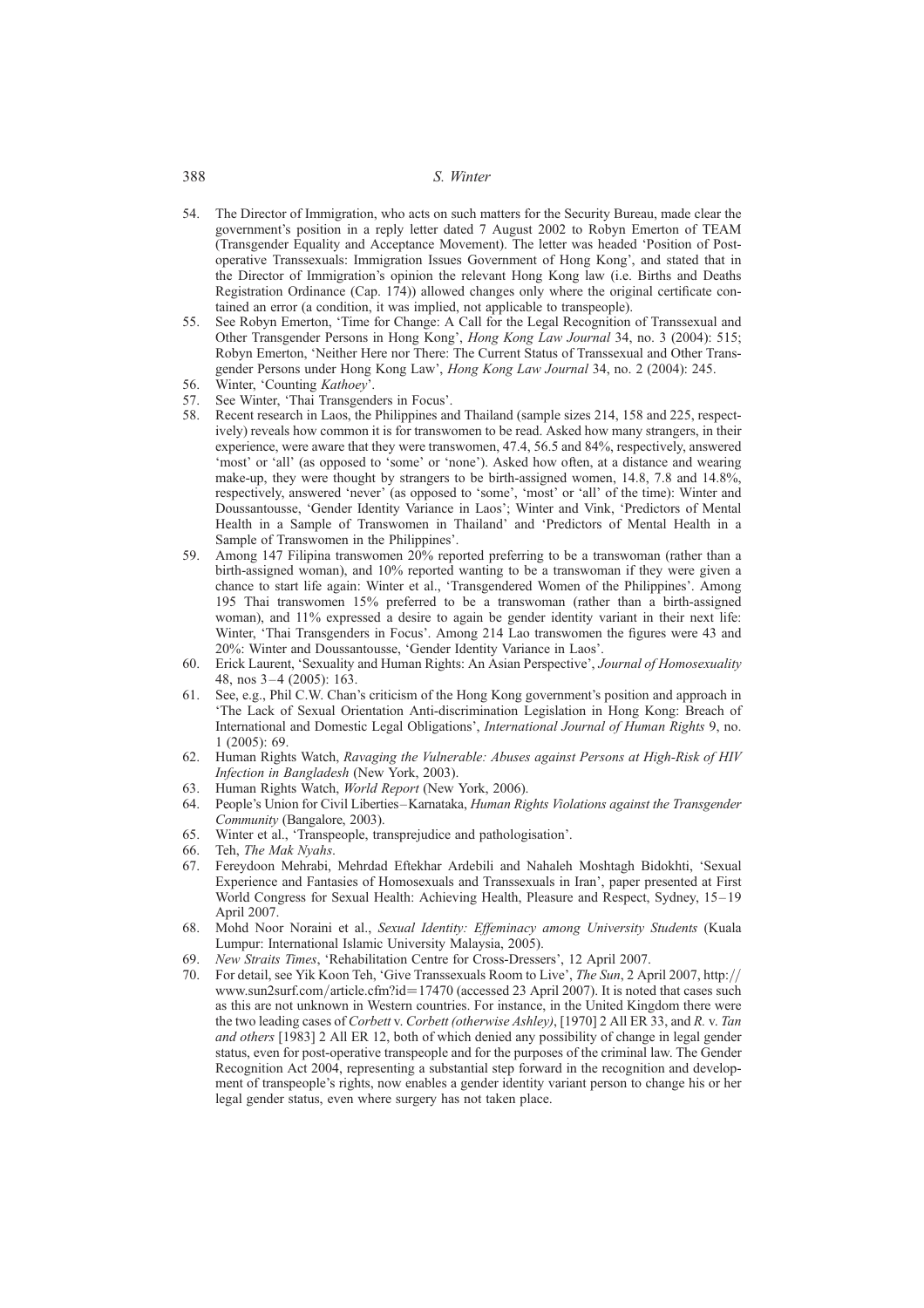54. The Director of Immigration, who acts on such matters for the Security Bureau, made clear the government's position in a reply letter dated 7 August 2002 to Robyn Emerton of TEAM (Transgender Equality and Acceptance Movement). The letter was headed 'Position of Post-operative Transsexuals: Immigration Issues Government of Hong Kong', and stated that in the Director of Immigration's opinion the relevant Hong Kong law (i.e. Births and Deaths Registration Ordinance (Cap. 174)) allowed changes only where the original certificate contained an error (a condition, it was implied, not applicable to transpeople).
55. See Robyn Emerton, 'Time for Change: A Call for the Legal Recognition of Transsexual and Other Transgender Persons in Hong Kong', *Hong Kong Law Journal* 34, no. 3 (2004): 515; Robyn Emerton, 'Neither Here nor There: The Current Status of Transsexual and Other Transgender Persons under Hong Kong Law', *Hong Kong Law Journal* 34, no. 2 (2004): 245.
56. Winter, 'Counting *Kathoey*'.
57. See Winter, 'Thai Transgenders in Focus'.
58. Recent research in Laos, the Philippines and Thailand (sample sizes 214, 158 and 225, respectively) reveals how common it is for transwomen to be read. Asked how many strangers, in their experience, were aware that they were transwomen, 47.4, 56.5 and 84%, respectively, answered 'most' or 'all' (as opposed to 'some' or 'none'). Asked how often, at a distance and wearing make-up, they were thought by strangers to be birth-assigned women, 14.8, 7.8 and 14.8%, respectively, answered 'never' (as opposed to 'some', 'most' or 'all' of the time): Winter and Doussantousse, 'Gender Identity Variance in Laos'; Winter and Vink, 'Predictors of Mental Health in a Sample of Transwomen in Thailand' and 'Predictors of Mental Health in a Sample of Transwomen in the Philippines'.
59. Among 147 Filipina transwomen 20% reported preferring to be a transwoman (rather than a birth-assigned woman), and 10% reported wanting to be a transwoman if they were given a chance to start life again: Winter et al., 'Transgendered Women of the Philippines'. Among 195 Thai transwomen 15% preferred to be a transwoman (rather than a birth-assigned woman), and 11% expressed a desire to again be gender identity variant in their next life: Winter, 'Thai Transgenders in Focus'. Among 214 Lao transwomen the figures were 43 and 20%: Winter and Doussantousse, 'Gender Identity Variance in Laos'.
60. Erick Laurent, 'Sexuality and Human Rights: An Asian Perspective', *Journal of Homosexuality* 48, nos 3–4 (2005): 163.
61. See, e.g., Phil C.W. Chan's criticism of the Hong Kong government's position and approach in 'The Lack of Sexual Orientation Anti-discrimination Legislation in Hong Kong: Breach of International and Domestic Legal Obligations', *International Journal of Human Rights* 9, no. 1 (2005): 69.
62. Human Rights Watch, *Ravaging the Vulnerable: Abuses against Persons at High-Risk of HIV Infection in Bangladesh* (New York, 2003).
63. Human Rights Watch, *World Report* (New York, 2006).
64. People's Union for Civil Liberties–Karnataka, *Human Rights Violations against the Transgender Community* (Bangalore, 2003).
65. Winter et al., 'Transpeople, transprejudice and pathologisation'.
66. Teh, *The Mak Nyahs*.
67. Fereydoon Mehrabi, Mehrdad Eftekhar Ardebili and Nahaleh Moshtagh Bidokhti, 'Sexual Experience and Fantasies of Homosexuals and Transsexuals in Iran', paper presented at First World Congress for Sexual Health: Achieving Health, Pleasure and Respect, Sydney, 15–19 April 2007.
68. Mohd Noor Noraini et al., *Sexual Identity: Effeminacy among University Students* (Kuala Lumpur: International Islamic University Malaysia, 2005).
69. *New Straits Times*, 'Rehabilitation Centre for Cross-Dressers', 12 April 2007.
70. For detail, see Yik Koon Teh, 'Give Transsexuals Room to Live', *The Sun*, 2 April 2007, http://www.sun2surf.com/article.cfm?id=17470 (accessed 23 April 2007). It is noted that cases such as this are not unknown in Western countries. For instance, in the United Kingdom there were the two leading cases of *Corbett* v. *Corbett (otherwise Ashley)*, [1970] 2 All ER 33, and *R.* v. *Tan and others* [1983] 2 All ER 12, both of which denied any possibility of change in legal gender status, even for post-operative transpeople and for the purposes of the criminal law. The Gender Recognition Act 2004, representing a substantial step forward in the recognition and development of transpeople's rights, now enables a gender identity variant person to change his or her legal gender status, even where surgery has not taken place.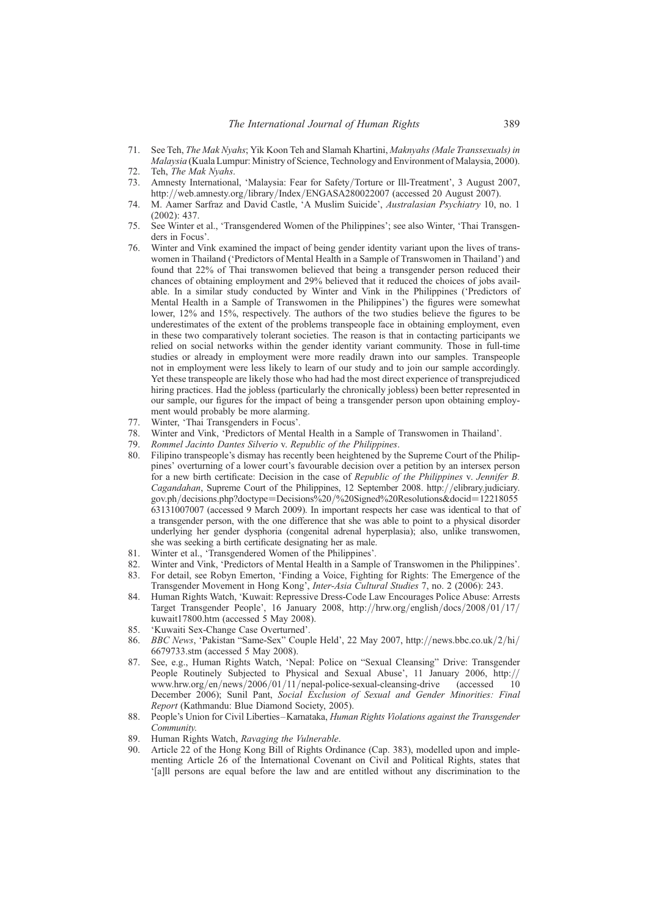71. See Teh, *The Mak Nyahs*; Yik Koon Teh and Slamah Khartini, *Maknyahs (Male Transsexuals) in Malaysia* (Kuala Lumpur: Ministry of Science, Technology and Environment of Malaysia, 2000).
72. Teh, *The Mak Nyahs*.
73. Amnesty International, 'Malaysia: Fear for Safety/Torture or Ill-Treatment', 3 August 2007, http://web.amnesty.org/library/Index/ENGASA280022007 (accessed 20 August 2007).
74. M. Aamer Sarfraz and David Castle, 'A Muslim Suicide', *Australasian Psychiatry* 10, no. 1 (2002): 437.
75. See Winter et al., 'Transgendered Women of the Philippines'; see also Winter, 'Thai Transgenders in Focus'.
76. Winter and Vink examined the impact of being gender identity variant upon the lives of transwomen in Thailand ('Predictors of Mental Health in a Sample of Transwomen in Thailand') and found that 22% of Thai transwomen believed that being a transgender person reduced their chances of obtaining employment and 29% believed that it reduced the choices of jobs available. In a similar study conducted by Winter and Vink in the Philippines ('Predictors of Mental Health in a Sample of Transwomen in the Philippines') the figures were somewhat lower, 12% and 15%, respectively. The authors of the two studies believe the figures to be underestimates of the extent of the problems transpeople face in obtaining employment, even in these two comparatively tolerant societies. The reason is that in contacting participants we relied on social networks within the gender identity variant community. Those in full-time studies or already in employment were more readily drawn into our samples. Transpeople not in employment were less likely to learn of our study and to join our sample accordingly. Yet these transpeople are likely those who had had the most direct experience of transprejudiced hiring practices. Had the jobless (particularly the chronically jobless) been better represented in our sample, our figures for the impact of being a transgender person upon obtaining employment would probably be more alarming.
77. Winter, 'Thai Transgenders in Focus'.
78. Winter and Vink, 'Predictors of Mental Health in a Sample of Transwomen in Thailand'.
79. *Rommel Jacinto Dantes Silverio* v. *Republic of the Philippines*.
80. Filipino transpeople's dismay has recently been heightened by the Supreme Court of the Philippines' overturning of a lower court's favourable decision over a petition by an intersex person for a new birth certificate: Decision in the case of *Republic of the Philippines* v. *Jennifer B. Cagandahan*, Supreme Court of the Philippines, 12 September 2008. http://elibrary.judiciary.gov.ph/decisions.php?doctype=Decisions%20/%20Signed%20Resolutions&docid=1221805563131007007 (accessed 9 March 2009). In important respects her case was identical to that of a transgender person, with the one difference that she was able to point to a physical disorder underlying her gender dysphoria (congenital adrenal hyperplasia); also, unlike transwomen, she was seeking a birth certificate designating her as male.
81. Winter et al., 'Transgendered Women of the Philippines'.
82. Winter and Vink, 'Predictors of Mental Health in a Sample of Transwomen in the Philippines'.
83. For detail, see Robyn Emerton, 'Finding a Voice, Fighting for Rights: The Emergence of the Transgender Movement in Hong Kong', *Inter-Asia Cultural Studies* 7, no. 2 (2006): 243.
84. Human Rights Watch, 'Kuwait: Repressive Dress-Code Law Encourages Police Abuse: Arrests Target Transgender People', 16 January 2008, http://hrw.org/english/docs/2008/01/17/kuwait17800.htm (accessed 5 May 2008).
85. 'Kuwaiti Sex-Change Case Overturned'.
86. *BBC News*, 'Pakistan "Same-Sex" Couple Held', 22 May 2007, http://news.bbc.co.uk/2/hi/6679733.stm (accessed 5 May 2008).
87. See, e.g., Human Rights Watch, 'Nepal: Police on "Sexual Cleansing" Drive: Transgender People Routinely Subjected to Physical and Sexual Abuse', 11 January 2006, http://www.hrw.org/en/news/2006/01/11/nepal-police-sexual-cleansing-drive (accessed 10 December 2006); Sunil Pant, *Social Exclusion of Sexual and Gender Minorities: Final Report* (Kathmandu: Blue Diamond Society, 2005).
88. People's Union for Civil Liberties–Karnataka, *Human Rights Violations against the Transgender Community*.
89. Human Rights Watch, *Ravaging the Vulnerable*.
90. Article 22 of the Hong Kong Bill of Rights Ordinance (Cap. 383), modelled upon and implementing Article 26 of the International Covenant on Civil and Political Rights, states that '[a]ll persons are equal before the law and are entitled without any discrimination to the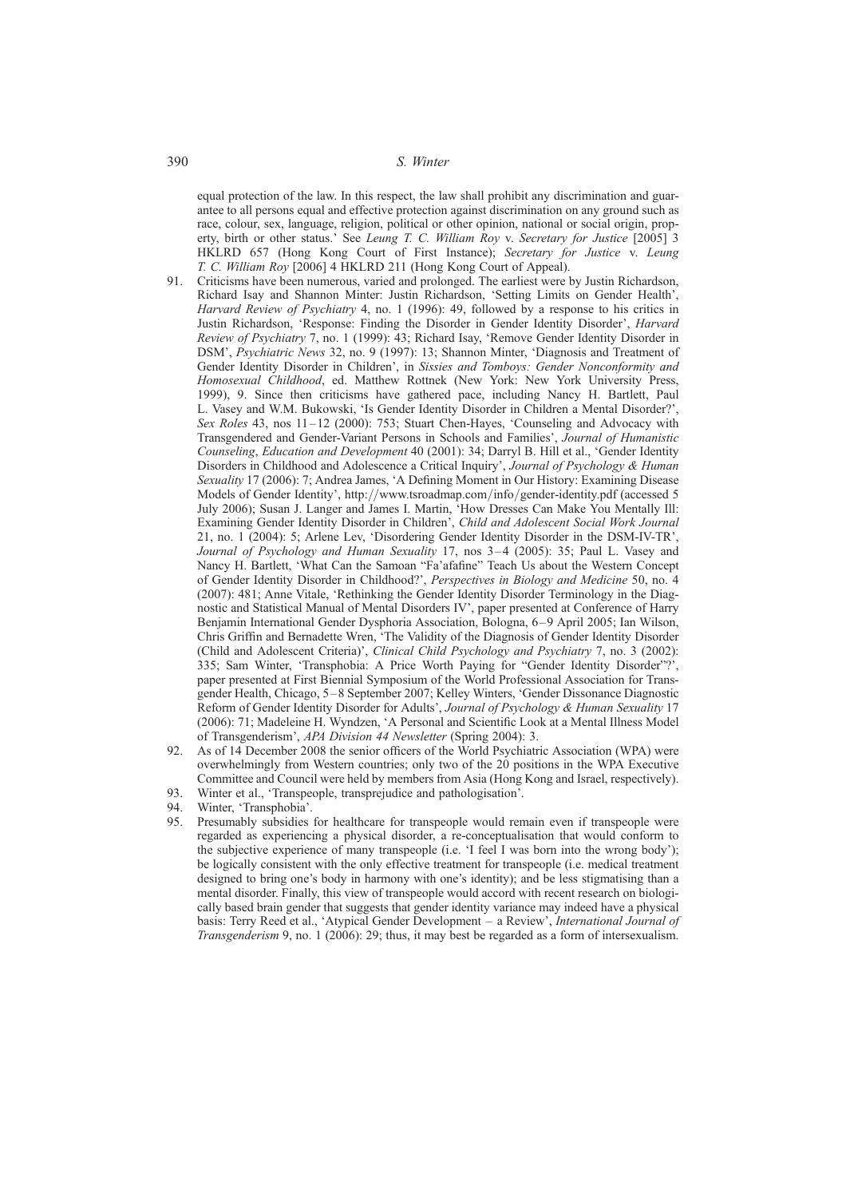equal protection of the law. In this respect, the law shall prohibit any discrimination and guarantee to all persons equal and effective protection against discrimination on any ground such as race, colour, sex, language, religion, political or other opinion, national or social origin, property, birth or other status.' See *Leung T. C. William Roy* v. *Secretary for Justice* [2005] 3 HKLRD 657 (Hong Kong Court of First Instance); *Secretary for Justice* v. *Leung T. C. William Roy* [2006] 4 HKLRD 211 (Hong Kong Court of Appeal).

91. Criticisms have been numerous, varied and prolonged. The earliest were by Justin Richardson, Richard Isay and Shannon Minter: Justin Richardson, 'Setting Limits on Gender Health', *Harvard Review of Psychiatry* 4, no. 1 (1996): 49, followed by a response to his critics in Justin Richardson, 'Response: Finding the Disorder in Gender Identity Disorder', *Harvard Review of Psychiatry* 7, no. 1 (1999): 43; Richard Isay, 'Remove Gender Identity Disorder in DSM', *Psychiatric News* 32, no. 9 (1997): 13; Shannon Minter, 'Diagnosis and Treatment of Gender Identity Disorder in Children', in *Sissies and Tomboys: Gender Nonconformity and Homosexual Childhood*, ed. Matthew Rottnek (New York: New York University Press, 1999), 9. Since then criticisms have gathered pace, including Nancy H. Bartlett, Paul L. Vasey and W.M. Bukowski, 'Is Gender Identity Disorder in Children a Mental Disorder?', *Sex Roles* 43, nos 11–12 (2000): 753; Stuart Chen-Hayes, 'Counseling and Advocacy with Transgendered and Gender-Variant Persons in Schools and Families', *Journal of Humanistic Counseling, Education and Development* 40 (2001): 34; Darryl B. Hill et al., 'Gender Identity Disorders in Childhood and Adolescence a Critical Inquiry', *Journal of Psychology & Human Sexuality* 17 (2006): 7; Andrea James, 'A Defining Moment in Our History: Examining Disease Models of Gender Identity', http://www.tsroadmap.com/info/gender-identity.pdf (accessed 5 July 2006); Susan J. Langer and James I. Martin, 'How Dresses Can Make You Mentally Ill: Examining Gender Identity Disorder in Children', *Child and Adolescent Social Work Journal* 21, no. 1 (2004): 5; Arlene Lev, 'Disordering Gender Identity Disorder in the DSM-IV-TR', *Journal of Psychology and Human Sexuality* 17, nos 3–4 (2005): 35; Paul L. Vasey and Nancy H. Bartlett, 'What Can the Samoan "Fa'afafine" Teach Us about the Western Concept of Gender Identity Disorder in Childhood?', *Perspectives in Biology and Medicine* 50, no. 4 (2007): 481; Anne Vitale, 'Rethinking the Gender Identity Disorder Terminology in the Diagnostic and Statistical Manual of Mental Disorders IV', paper presented at Conference of Harry Benjamin International Gender Dysphoria Association, Bologna, 6–9 April 2005; Ian Wilson, Chris Griffin and Bernadette Wren, 'The Validity of the Diagnosis of Gender Identity Disorder (Child and Adolescent Criteria)', *Clinical Child Psychology and Psychiatry* 7, no. 3 (2002): 335; Sam Winter, 'Transphobia: A Price Worth Paying for "Gender Identity Disorder"?', paper presented at First Biennial Symposium of the World Professional Association for Transgender Health, Chicago, 5–8 September 2007; Kelley Winters, 'Gender Dissonance Diagnostic Reform of Gender Identity Disorder for Adults', *Journal of Psychology & Human Sexuality* 17 (2006): 71; Madeleine H. Wyndzen, 'A Personal and Scientific Look at a Mental Illness Model of Transgenderism', *APA Division 44 Newsletter* (Spring 2004): 3.

92. As of 14 December 2008 the senior officers of the World Psychiatric Association (WPA) were overwhelmingly from Western countries; only two of the 20 positions in the WPA Executive Committee and Council were held by members from Asia (Hong Kong and Israel, respectively).

93. Winter et al., 'Transpeople, transprejudice and pathologisation'.

94. Winter, 'Transphobia'.

95. Presumably subsidies for healthcare for transpeople would remain even if transpeople were regarded as experiencing a physical disorder, a re-conceptualisation that would conform to the subjective experience of many transpeople (i.e. 'I feel I was born into the wrong body'); be logically consistent with the only effective treatment for transpeople (i.e. medical treatment designed to bring one's body in harmony with one's identity); and be less stigmatising than a mental disorder. Finally, this view of transpeople would accord with recent research on biologically based brain gender that suggests that gender identity variance may indeed have a physical basis: Terry Reed et al., 'Atypical Gender Development – a Review', *International Journal of Transgenderism* 9, no. 1 (2006): 29; thus, it may best be regarded as a form of intersexualism.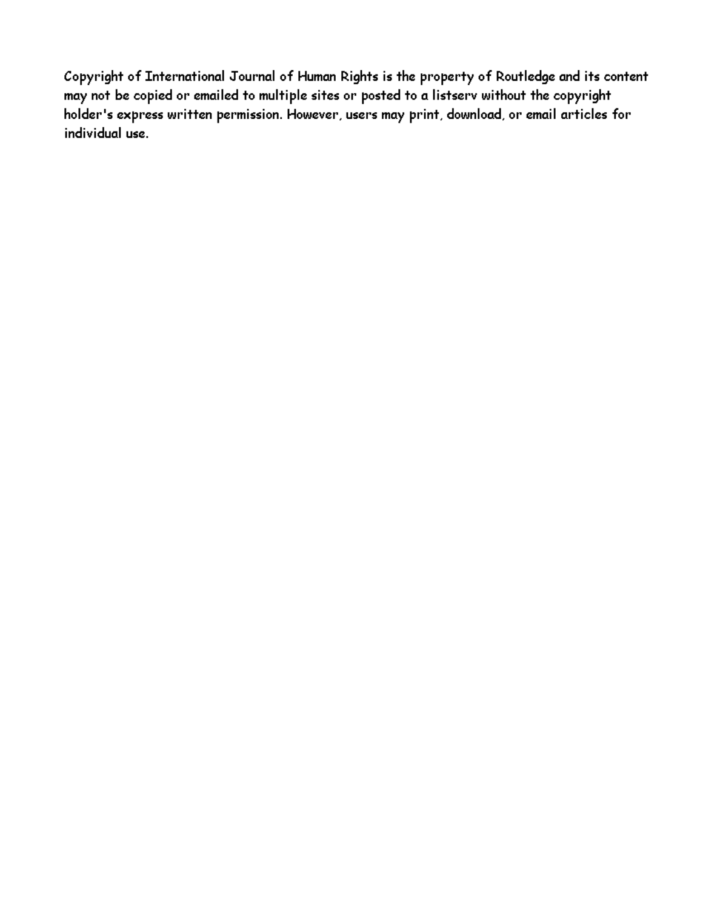Copyright of International Journal of Human Rights is the property of Routledge and its content may not be copied or emailed to multiple sites or posted to a listserv without the copyright holder's express written permission. However, users may print, download, or email articles for individual use.